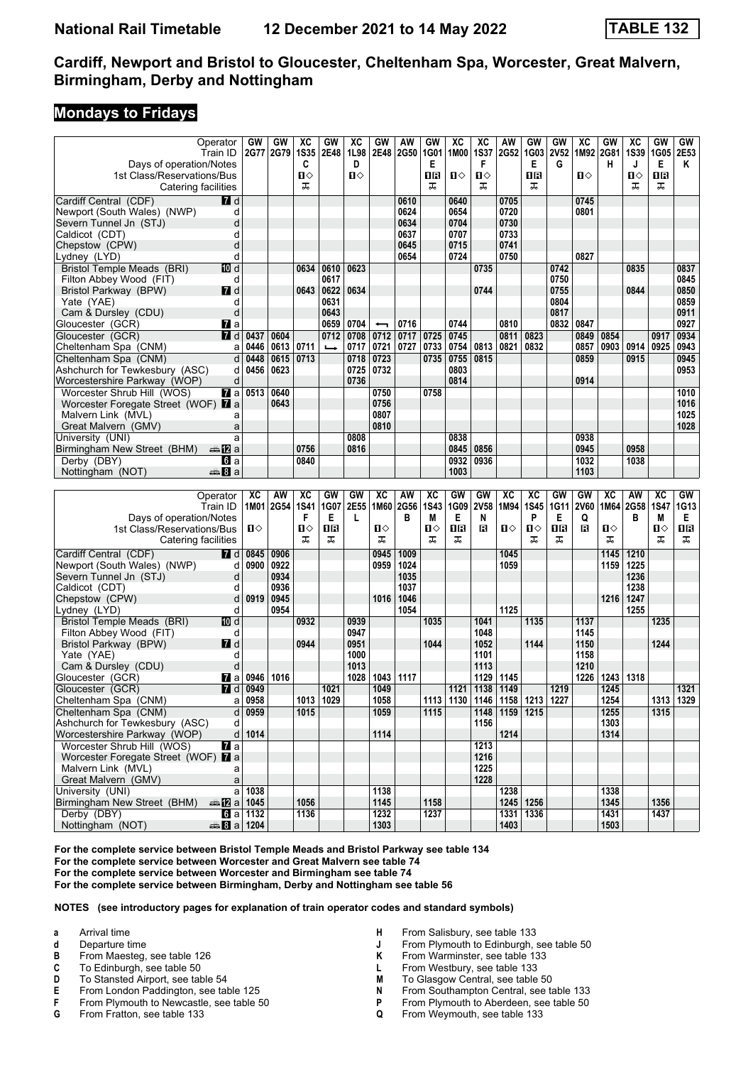# TABLE 132

## Cardiff, Newport and Bristol to Gloucester, Cheltenham Spa, Worcester, Great Malvern, Birmingham, Derby and Nottingham

### Mondays to Fridays

| Operator | | GW | GW | XC | GW | XC | GW | AW | GW | XC | XC | AW | GW | GW | XC | GW | XC | GW | GW |
|---|---|---|---|---|---|---|---|---|---|---|---|---|---|---|---|---|---|---|---|
| Train ID | | 2G77 | 2G79 | 1S35 | 2E48 | 1L98 | 2E48 | 2G50 | 1G01 | 1M00 | 1S37 | 2G52 | 1G03 | 2V52 | 1M92 | 2G81 | 1S39 | 1G05 | 2E53 |
| Days of operation/Notes | | | | C | | D | | | E | | F | | E | G | | H | J | E | K |
| 1st Class/Reservations/Bus | | | | 1◇ | | 1◇ | | | 1R | 1◇ | 1◇ | | 1R | | 1◇ | | 1◇ | 1R | |
| Catering facilities | | | | 🍴 | | | | | 🍴 | | 🍴 | | 🍴 | | | | 🍴 | 🍴 | |
| Cardiff Central (CDF) | 7 d | | | | | | | 0610 | | 0640 | | 0705 | | | 0745 | | | | |
| Newport (South Wales) (NWP) | d | | | | | | | 0624 | | 0654 | | 0720 | | | 0801 | | | | |
| Severn Tunnel Jn (STJ) | d | | | | | | | 0634 | | 0704 | | 0730 | | | | | | | |
| Caldicot (CDT) | d | | | | | | | 0637 | | 0707 | | 0733 | | | | | | | |
| Chepstow (CPW) | d | | | | | | | 0645 | | 0715 | | 0741 | | | | | | | |
| Lydney (LYD) | d | | | | | | | 0654 | | 0724 | | 0750 | | | 0827 | | | | |
| Bristol Temple Meads (BRI) | 10 d | | | 0634 | 0610 | 0623 | | | | | 0735 | | | 0742 | | | 0835 | | 0837 |
| Filton Abbey Wood (FIT) | d | | | | 0617 | | | | | | | | | 0750 | | | | | 0845 |
| Bristol Parkway (BPW) | 7 d | | | 0643 | 0622 | 0634 | | | | | 0744 | | | 0755 | | | 0844 | | 0850 |
| Yate (YAE) | d | | | | 0631 | | | | | | | | | 0804 | | | | | 0859 |
| Cam & Dursley (CDU) | d | | | | 0643 | | | | | | | | | 0817 | | | | | 0911 |
| Gloucester (GCR) | 7 a | | | | 0659 | 0704 | ← | 0716 | | 0744 | | 0810 | | 0832 | 0847 | | | | 0927 |
| Gloucester (GCR) | 7 d | 0437 | 0604 | | 0712 | 0708 | 0712 | 0717 | 0725 | 0745 | | 0811 | 0823 | | 0849 | 0854 | | 0917 | 0934 |
| Cheltenham Spa (CNM) | a | 0446 | 0613 | 0711 | ↳ | 0717 | 0721 | 0727 | 0733 | 0754 | 0813 | 0821 | 0832 | | 0857 | 0903 | 0914 | 0925 | 0943 |
| Cheltenham Spa (CNM) | d | 0448 | 0615 | 0713 | | 0718 | 0723 | | 0735 | 0755 | 0815 | | | | 0859 | | 0915 | | 0945 |
| Ashchurch for Tewkesbury (ASC) | d | 0456 | 0623 | | | 0725 | 0732 | | | 0803 | | | | | | | | | 0953 |
| Worcestershire Parkway (WOP) | d | | | | | 0736 | | | | 0814 | | | | | 0914 | | | | |
| Worcester Shrub Hill (WOS) | 7 a | 0513 | 0640 | | | | 0750 | | 0758 | | | | | | | | | | 1010 |
| Worcester Foregate Street (WOF) | 7 a | | 0643 | | | | 0756 | | | | | | | | | | | | 1016 |
| Malvern Link (MVL) | a | | | | | | 0807 | | | | | | | | | | | | 1025 |
| Great Malvern (GMV) | a | | | | | | 0810 | | | | | | | | | | | | 1028 |
| University (UNI) | a | | | | | 0808 | | | | 0838 | | | | | 0938 | | | | |
| Birmingham New Street (BHM) | 🚌12 a | | | 0756 | | 0816 | | | | 0845 | 0856 | | | | 0945 | | 0958 | | |
| Derby (DBY) | 6 a | | | 0840 | | | | | | 0932 | 0936 | | | | 1032 | | 1038 | | |
| Nottingham (NOT) | 🚌8 a | | | | | | | | | 1003 | | | | | 1103 | | | | |

| Operator | | XC | AW | XC | GW | GW | XC | AW | XC | GW | GW | XC | XC | GW | GW | XC | AW | XC | GW |
|---|---|---|---|---|---|---|---|---|---|---|---|---|---|---|---|---|---|---|---|
| Train ID | | 1M01 | 2G54 | 1S41 | 1G07 | 2E55 | 1M60 | 2G56 | 1S43 | 1G09 | 2V58 | 1M94 | 1S45 | 1G11 | 2V60 | 1M64 | 2G58 | 1S47 | 1G13 |
| Days of operation/Notes | | | | F | E | L | | B | M | E | N | | P | E | Q | | B | M | E |
| 1st Class/Reservations/Bus | | 1◇ | | 1◇ | 1R | | 1◇ | | 1◇ | 1R | R | 1◇ | 1◇ | 1R | R | 1◇ | | 1◇ | 1R |
| Catering facilities | | | | 🍴 | 🍴 | | 🍴 | | 🍴 | 🍴 | | | 🍴 | 🍴 | | 🍴 | | 🍴 | 🍴 |
| Cardiff Central (CDF) | 7 d | 0845 | 0906 | | | | 0945 | 1009 | | | | 1045 | | | | 1145 | 1210 | | |
| Newport (South Wales) (NWP) | d | 0900 | 0922 | | | | 0959 | 1024 | | | | 1059 | | | | 1159 | 1225 | | |
| Severn Tunnel Jn (STJ) | d | | 0934 | | | | | 1035 | | | | | | | | | 1236 | | |
| Caldicot (CDT) | d | | 0936 | | | | | 1037 | | | | | | | | | 1238 | | |
| Chepstow (CPW) | d | 0919 | 0945 | | | | 1016 | 1046 | | | | | | | | 1216 | 1247 | | |
| Lydney (LYD) | d | | 0954 | | | | | 1054 | | | | 1125 | | | | | 1255 | | |
| Bristol Temple Meads (BRI) | 10 d | | | 0932 | | 0939 | | | 1035 | | 1041 | | 1135 | | 1137 | | | 1235 | |
| Filton Abbey Wood (FIT) | d | | | | | 0947 | | | | | 1048 | | | | 1145 | | | | |
| Bristol Parkway (BPW) | 7 d | | | 0944 | | 0951 | | | 1044 | | 1052 | | 1144 | | 1150 | | | 1244 | |
| Yate (YAE) | d | | | | | 1000 | | | | | 1101 | | | | 1158 | | | | |
| Cam & Dursley (CDU) | d | | | | | 1013 | | | | | 1113 | | | | 1210 | | | | |
| Gloucester (GCR) | 7 a | 0946 | 1016 | | | 1028 | 1043 | 1117 | | | 1129 | 1145 | | | 1226 | 1243 | 1318 | | |
| Gloucester (GCR) | 7 d | 0949 | | | 1021 | | 1049 | | | 1121 | 1138 | 1149 | | 1219 | | 1245 | | | 1321 |
| Cheltenham Spa (CNM) | a | 0958 | | 1013 | 1029 | | 1058 | | 1113 | 1130 | 1146 | 1158 | 1213 | 1227 | | 1254 | | 1313 | 1329 |
| Cheltenham Spa (CNM) | d | 0959 | | 1015 | | | 1059 | | 1115 | | 1148 | 1159 | 1215 | | | 1255 | | 1315 | |
| Ashchurch for Tewkesbury (ASC) | d | | | | | | | | | | 1156 | | | | | 1303 | | | |
| Worcestershire Parkway (WOP) | d | 1014 | | | | | 1114 | | | | | 1214 | | | | 1314 | | | |
| Worcester Shrub Hill (WOS) | 7 a | | | | | | | | | | 1213 | | | | | | | | |
| Worcester Foregate Street (WOF) | 7 a | | | | | | | | | | 1216 | | | | | | | | |
| Malvern Link (MVL) | a | | | | | | | | | | 1225 | | | | | | | | |
| Great Malvern (GMV) | a | | | | | | | | | | 1228 | | | | | | | | |
| University (UNI) | a | 1038 | | | | | 1138 | | | | | 1238 | | | | 1338 | | | |
| Birmingham New Street (BHM) | 🚌12 a | 1045 | | 1056 | | | 1145 | | 1158 | | | 1245 | 1256 | | | 1345 | | 1356 | |
| Derby (DBY) | 6 a | 1132 | | 1136 | | | 1232 | | 1237 | | | 1331 | 1336 | | | 1431 | | 1437 | |
| Nottingham (NOT) | 🚌8 a | 1204 | | | | | 1303 | | | | | 1403 | | | | 1503 | | | |

**For the complete service between Bristol Temple Meads and Bristol Parkway see table 134**
**For the complete service between Worcester and Great Malvern see table 74**
**For the complete service between Worcester and Birmingham see table 74**
**For the complete service between Birmingham, Derby and Nottingham see table 56**

**NOTES (see introductory pages for explanation of train operator codes and standard symbols)**

- **a** Arrival time
- **d** Departure time
- **B** From Maesteg, see table 126
- **C** To Edinburgh, see table 50
- **D** To Stansted Airport, see table 54
- **E** From London Paddington, see table 125
- **F** From Plymouth to Newcastle, see table 50
- **G** From Fratton, see table 133
- **H** From Salisbury, see table 133
- **J** From Plymouth to Edinburgh, see table 50
- **K** From Warminster, see table 133
- **L** From Westbury, see table 133
- **M** To Glasgow Central, see table 50
- **N** From Southampton Central, see table 133
- **P** From Plymouth to Aberdeen, see table 50
- **Q** From Weymouth, see table 133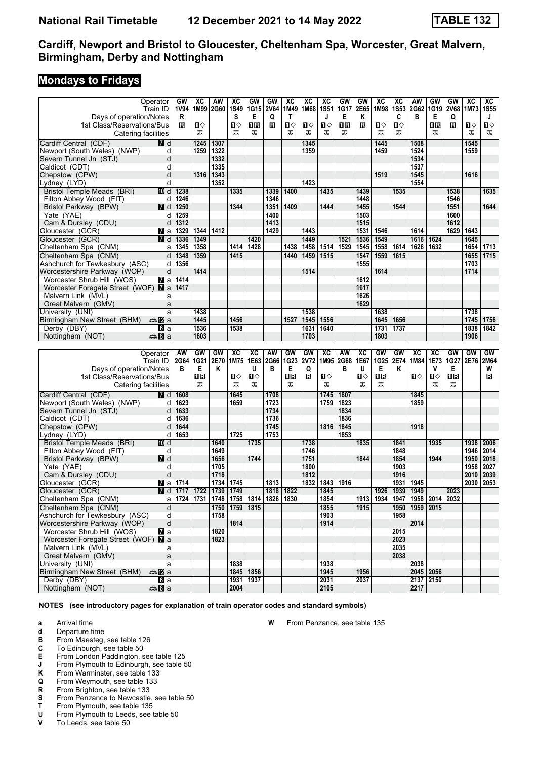# Cardiff, Newport and Bristol to Gloucester, Cheltenham Spa, Worcester, Great Malvern, Birmingham, Derby and Nottingham

## Mondays to Fridays

| Operator | | GW | XC | AW | XC | GW | GW | XC | XC | XC | GW | GW | XC | XC | AW | GW | GW | XC | XC |
|---|---|---|---|---|---|---|---|---|---|---|---|---|---|---|---|---|---|---|---|
| Train ID | | 1V94 | 1M99 | 2G60 | 1S49 | 1G15 | 2V64 | 1M49 | 1M68 | 1S51 | 1G17 | 2E65 | 1M98 | 1S53 | 2G62 | 1G19 | 2V68 | 1M73 | 1S55 |
| Days of operation/Notes | | R | | | S | E | Q | T | | J | E | K | | C | B | E | Q | | J |
| 1st Class/Reservations/Bus | | R | 1◇ | | 1◇ | 1R | R | 1◇ | 1◇ | 1◇ | 1R | R | 1◇ | 1◇ | | 1R | R | 1◇ | 1◇ |
| Catering facilities | | | ⊼ | | ⊼ | ⊼ | | ⊼ | ⊼ | ⊼ | ⊼ | | ⊼ | ⊼ | | ⊼ | | ⊼ | ⊼ |
| Cardiff Central (CDF) | 7 d | | 1245 | 1307 | | | | | 1345 | | | | 1445 | | 1508 | | | 1545 | |
| Newport (South Wales) (NWP) | d | | 1259 | 1322 | | | | | 1359 | | | | 1459 | | 1524 | | | 1559 | |
| Severn Tunnel Jn (STJ) | d | | | 1332 | | | | | | | | | | | 1534 | | | | |
| Caldicot (CDT) | d | | | 1335 | | | | | | | | | | | 1537 | | | | |
| Chepstow (CPW) | d | | 1316 | 1343 | | | | | | | | | 1519 | | 1545 | | | 1616 | |
| Lydney (LYD) | d | | | 1352 | | | | | 1423 | | | | | | 1554 | | | | |
| Bristol Temple Meads (BRI) | 10 d | 1238 | | | 1335 | | 1339 | 1400 | | 1435 | | 1439 | | 1535 | | | 1538 | | 1635 |
| Filton Abbey Wood (FIT) | d | 1246 | | | | | 1346 | | | | | 1448 | | | | | 1546 | | |
| Bristol Parkway (BPW) | 7 d | 1250 | | | 1344 | | 1351 | 1409 | | 1444 | | 1455 | | 1544 | | | 1551 | | 1644 |
| Yate (YAE) | d | 1259 | | | | | 1400 | | | | | 1503 | | | | | 1600 | | |
| Cam & Dursley (CDU) | d | 1312 | | | | | 1413 | | | | | 1515 | | | | | 1612 | | |
| Gloucester (GCR) | 7 a | 1329 | 1344 | 1412 | | | 1429 | | 1443 | | | 1531 | 1546 | | 1614 | | 1629 | 1643 | |
| Gloucester (GCR) | 7 d | 1336 | 1349 | | | 1420 | | | 1449 | | 1521 | 1536 | 1549 | | 1616 | 1624 | | 1645 | |
| Cheltenham Spa (CNM) | a | 1345 | 1358 | | 1414 | 1428 | | 1438 | 1458 | 1514 | 1529 | 1545 | 1558 | 1614 | 1626 | 1632 | | 1654 | 1713 |
| Cheltenham Spa (CNM) | d | 1348 | 1359 | | 1415 | | | 1440 | 1459 | 1515 | | 1547 | 1559 | 1615 | | | | 1655 | 1715 |
| Ashchurch for Tewkesbury (ASC) | d | 1356 | | | | | | | | | | 1555 | | | | | | 1703 | |
| Worcestershire Parkway (WOP) | d | | 1414 | | | | | | 1514 | | | | 1614 | | | | | 1714 | |
| Worcester Shrub Hill (WOS) | 7 a | 1414 | | | | | | | | | | 1612 | | | | | | | |
| Worcester Foregate Street (WOF) | 7 a | 1417 | | | | | | | | | | 1617 | | | | | | | |
| Malvern Link (MVL) | a | | | | | | | | | | | 1626 | | | | | | | |
| Great Malvern (GMV) | a | | | | | | | | | | | 1629 | | | | | | | |
| University (UNI) | a | | 1438 | | | | | | 1538 | | | | 1638 | | | | | 1738 | |
| Birmingham New Street (BHM) | 🚌 12 a | | 1445 | | 1456 | | | 1527 | 1545 | 1556 | | | 1645 | 1656 | | | | 1745 | 1756 |
| Derby (DBY) | 6 a | | 1536 | | 1538 | | | | 1631 | 1640 | | | 1731 | 1737 | | | | 1838 | 1842 |
| Nottingham (NOT) | 🚌 8 a | | 1603 | | | | | | 1703 | | | | 1803 | | | | | 1906 | |

| Operator | | AW | GW | GW | XC | XC | AW | GW | GW | XC | AW | XC | GW | GW | XC | XC | GW | GW | GW |
|---|---|---|---|---|---|---|---|---|---|---|---|---|---|---|---|---|---|---|---|
| Train ID | | 2G64 | 1G21 | 2E70 | 1M75 | 1E63 | 2G66 | 1G23 | 2V72 | 1M95 | 2G68 | 1E67 | 1G25 | 2E74 | 1M84 | 1E73 | 1G27 | 2E76 | 2M64 |
| Days of operation/Notes | | B | E | K | | U | B | E | Q | | B | U | E | K | | V | E | | W |
| 1st Class/Reservations/Bus | | | 1R | | 1◇ | 1◇ | | 1R | R | 1◇ | | 1◇ | 1R | | 1◇ | 1◇ | 1R | | R |
| Catering facilities | | | ⊼ | | ⊼ | ⊼ | | ⊼ | | ⊼ | | ⊼ | ⊼ | | | ⊼ | ⊼ | | |
| Cardiff Central (CDF) | 7 d | 1608 | | | 1645 | | 1708 | | | 1745 | 1807 | | | | 1845 | | | | |
| Newport (South Wales) (NWP) | d | 1623 | | | 1659 | | 1723 | | | 1759 | 1823 | | | | 1859 | | | | |
| Severn Tunnel Jn (STJ) | d | 1633 | | | | | 1734 | | | | 1834 | | | | | | | | |
| Caldicot (CDT) | d | 1636 | | | | | 1736 | | | | 1836 | | | | | | | | |
| Chepstow (CPW) | d | 1644 | | | | | 1745 | | | 1816 | 1845 | | | | 1918 | | | | |
| Lydney (LYD) | d | 1653 | | | 1725 | | 1753 | | | | 1853 | | | | | | | | |
| Bristol Temple Meads (BRI) | 10 d | | | 1640 | | 1735 | | | 1738 | | | 1835 | | 1841 | | 1935 | | 1938 | 2006 |
| Filton Abbey Wood (FIT) | d | | | 1649 | | | | | 1746 | | | | | 1848 | | | | 1946 | 2014 |
| Bristol Parkway (BPW) | 7 d | | | 1656 | | 1744 | | | 1751 | | | 1844 | | 1854 | | 1944 | | 1950 | 2018 |
| Yate (YAE) | d | | | 1705 | | | | | 1800 | | | | | 1903 | | | | 1958 | 2027 |
| Cam & Dursley (CDU) | d | | | 1718 | | | | | 1812 | | | | | 1916 | | | | 2010 | 2039 |
| Gloucester (GCR) | 7 a | 1714 | | 1734 | 1745 | | 1813 | | 1832 | 1843 | 1916 | | | 1931 | 1945 | | | 2030 | 2053 |
| Gloucester (GCR) | 7 d | 1717 | 1722 | 1739 | 1749 | | 1818 | 1822 | | 1845 | | | 1926 | 1939 | 1949 | | 2023 | | |
| Cheltenham Spa (CNM) | a | 1724 | 1731 | 1748 | 1758 | 1814 | 1826 | 1830 | | 1854 | | 1913 | 1934 | 1947 | 1958 | 2014 | 2032 | | |
| Cheltenham Spa (CNM) | d | | | 1750 | 1759 | 1815 | | | | 1855 | | 1915 | | 1950 | 1959 | 2015 | | | |
| Ashchurch for Tewkesbury (ASC) | d | | | 1758 | | | | | | 1903 | | | | 1958 | | | | | |
| Worcestershire Parkway (WOP) | d | | | | 1814 | | | | | 1914 | | | | | 2014 | | | | |
| Worcester Shrub Hill (WOS) | 7 a | | | 1820 | | | | | | | | | | 2015 | | | | | |
| Worcester Foregate Street (WOF) | 7 a | | | 1823 | | | | | | | | | | 2023 | | | | | |
| Malvern Link (MVL) | a | | | | | | | | | | | | | 2035 | | | | | |
| Great Malvern (GMV) | a | | | | | | | | | | | | | 2038 | | | | | |
| University (UNI) | a | | | | 1838 | | | | | 1938 | | | | | 2038 | | | | |
| Birmingham New Street (BHM) | 🚌 12 a | | | | 1845 | 1856 | | | | 1945 | | 1956 | | | 2045 | 2056 | | | |
| Derby (DBY) | 6 a | | | | 1931 | 1937 | | | | 2031 | | 2037 | | | 2137 | 2150 | | | |
| Nottingham (NOT) | 🚌 8 a | | | | 2004 | | | | | 2105 | | | | | 2217 | | | | |

**NOTES (see introductory pages for explanation of train operator codes and standard symbols)**

- **a** Arrival time
- **d** Departure time
- **B** From Maesteg, see table 126
- **C** To Edinburgh, see table 50
- **E** From London Paddington, see table 125
- **J** From Plymouth to Edinburgh, see table 50
- **K** From Warminster, see table 133
- **Q** From Weymouth, see table 133
- **R** From Brighton, see table 133
- **S** From Penzance to Newcastle, see table 50
- **T** From Plymouth, see table 135
- **U** From Plymouth to Leeds, see table 50
- **V** To Leeds, see table 50
- **W** From Penzance, see table 135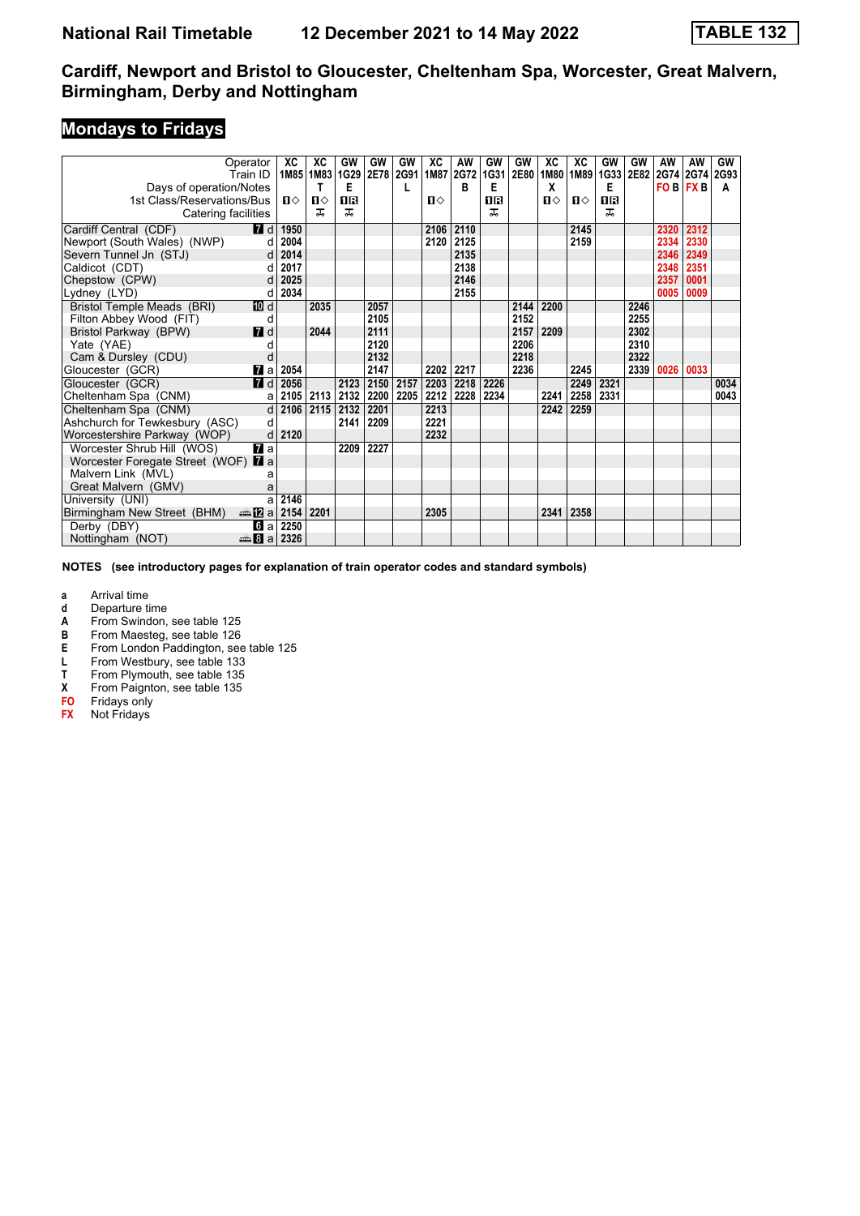# National Rail Timetable — 12 December 2021 to 14 May 2022 — TABLE 132

## Cardiff, Newport and Bristol to Gloucester, Cheltenham Spa, Worcester, Great Malvern, Birmingham, Derby and Nottingham

### Mondays to Fridays

| Operator | | XC | XC | GW | GW | GW | XC | AW | GW | GW | XC | XC | GW | GW | AW | AW | GW |
|---|---|---|---|---|---|---|---|---|---|---|---|---|---|---|---|---|---|
| Train ID | | 1M85 | 1M83 | 1G29 | 2E78 | 2G91 | 1M87 | 2G72 | 1G31 | 2E80 | 1M80 | 1M89 | 1G33 | 2E82 | 2G74 | 2G74 | 2G93 |
| Days of operation/Notes | | | T | E | | L | | B | E | | X | | E | | FO B | FX B | A |
| 1st Class/Reservations/Bus | | 1◇ | 1◇ | 1R | | | 1◇ | | 1R | | 1◇ | 1◇ | 1R | | | | |
| Catering facilities | | | 🍴 | 🍴 | | | | | 🍴 | | | | 🍴 | | | | |
| Cardiff Central (CDF) | 7 d | 1950 | | | | | 2106 | 2110 | | | | 2145 | | | 2320 | 2312 | |
| Newport (South Wales) (NWP) | d | 2004 | | | | | 2120 | 2125 | | | | 2159 | | | 2334 | 2330 | |
| Severn Tunnel Jn (STJ) | d | 2014 | | | | | | 2135 | | | | | | | 2346 | 2349 | |
| Caldicot (CDT) | d | 2017 | | | | | | 2138 | | | | | | | 2348 | 2351 | |
| Chepstow (CPW) | d | 2025 | | | | | | 2146 | | | | | | | 2357 | 0001 | |
| Lydney (LYD) | d | 2034 | | | | | | 2155 | | | | | | | 0005 | 0009 | |
| Bristol Temple Meads (BRI) | 10 d | | 2035 | | 2057 | | | | | 2144 | 2200 | | | 2246 | | | |
| Filton Abbey Wood (FIT) | d | | | | 2105 | | | | | 2152 | | | | 2255 | | | |
| Bristol Parkway (BPW) | 7 d | | 2044 | | 2111 | | | | | 2157 | 2209 | | | 2302 | | | |
| Yate (YAE) | d | | | | 2120 | | | | | 2206 | | | | 2310 | | | |
| Cam & Dursley (CDU) | d | | | | 2132 | | | | | 2218 | | | | 2322 | | | |
| Gloucester (GCR) | 7 a | 2054 | | | 2147 | | 2202 | 2217 | | 2236 | | 2245 | | 2339 | 0026 | 0033 | |
| Gloucester (GCR) | 7 d | 2056 | | 2123 | 2150 | 2157 | 2203 | 2218 | 2226 | | | 2249 | 2321 | | | | 0034 |
| Cheltenham Spa (CNM) | a | 2105 | 2113 | 2132 | 2200 | 2205 | 2212 | 2228 | 2234 | | 2241 | 2258 | 2331 | | | | 0043 |
| Cheltenham Spa (CNM) | d | 2106 | 2115 | 2132 | 2201 | | 2213 | | | | 2242 | 2259 | | | | | |
| Ashchurch for Tewkesbury (ASC) | d | | | 2141 | 2209 | | 2221 | | | | | | | | | | |
| Worcestershire Parkway (WOP) | d | 2120 | | | | | 2232 | | | | | | | | | | |
| Worcester Shrub Hill (WOS) | 7 a | | | 2209 | 2227 | | | | | | | | | | | | |
| Worcester Foregate Street (WOF) | 7 a | | | | | | | | | | | | | | | | |
| Malvern Link (MVL) | a | | | | | | | | | | | | | | | | |
| Great Malvern (GMV) | a | | | | | | | | | | | | | | | | |
| University (UNI) | a | 2146 | | | | | | | | | | | | | | | |
| Birmingham New Street (BHM) | 🚌 12 a | 2154 | 2201 | | | | 2305 | | | | 2341 | 2358 | | | | | |
| Derby (DBY) | 6 a | 2250 | | | | | | | | | | | | | | | |
| Nottingham (NOT) | 🚌 8 a | 2326 | | | | | | | | | | | | | | | |

**NOTES (see introductory pages for explanation of train operator codes and standard symbols)**

- **a** Arrival time
- **d** Departure time
- **A** From Swindon, see table 125
- **B** From Maesteg, see table 126
- **E** From London Paddington, see table 125
- **L** From Westbury, see table 133
- **T** From Plymouth, see table 135
- **X** From Paignton, see table 135
- **FO** Fridays only
- **FX** Not Fridays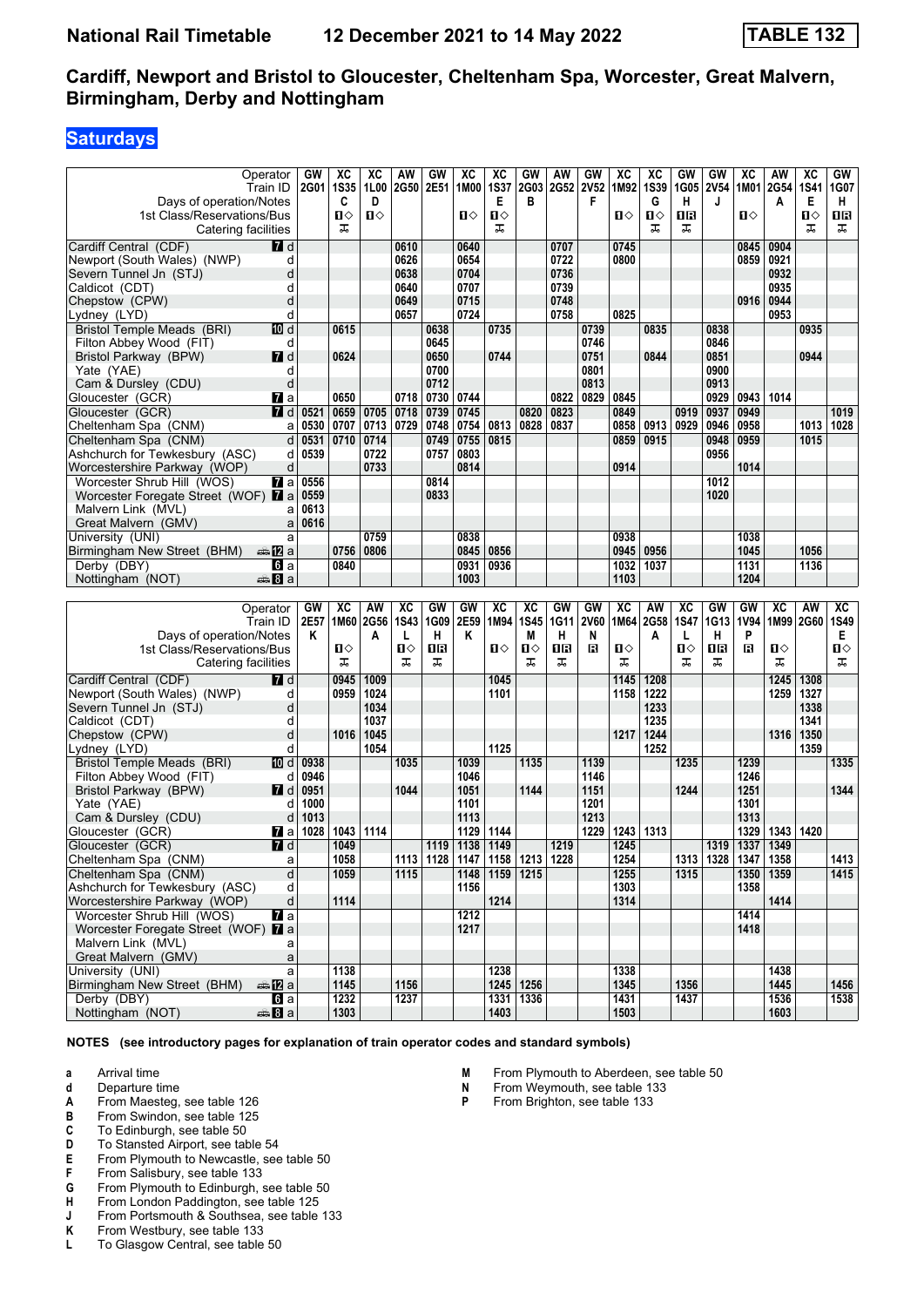# National Rail Timetable — 12 December 2021 to 14 May 2022 — TABLE 132

## Cardiff, Newport and Bristol to Gloucester, Cheltenham Spa, Worcester, Great Malvern, Birmingham, Derby and Nottingham

### Saturdays

| Operator | | GW | XC | XC | AW | GW | XC | XC | GW | AW | GW | XC | XC | GW | GW | XC | AW | XC | GW |
|---|---|---|---|---|---|---|---|---|---|---|---|---|---|---|---|---|---|---|---|
| Train ID | | 2G01 | 1S35 | 1L00 | 2G50 | 2E51 | 1M00 | 1S37 | 2G03 | 2G52 | 2V52 | 1M92 | 1S39 | 1G05 | 2V54 | 1M01 | 2G54 | 1S41 | 1G07 |
| Days of operation/Notes | | | C | D | | | | E | B | | F | | G | H | J | | A | E | H |
| 1st Class/Reservations/Bus | | | 1◇ | 1◇ | | | 1◇ | 1◇ | | | | 1◇ | 1◇ | 1R | | 1◇ | | 1◇ | 1R |
| Catering facilities | | | ᅚ | | | | | ᅚ | | | | | ᅚ | ᅚ | | | | ᅚ | ᅚ |
| Cardiff Central (CDF) | 7 d | | | | 0610 | | 0640 | | | 0707 | | 0745 | | | | 0845 | 0904 | | |
| Newport (South Wales) (NWP) | d | | | | 0626 | | 0654 | | | 0722 | | 0800 | | | | 0859 | 0921 | | |
| Severn Tunnel Jn (STJ) | d | | | | 0638 | | 0704 | | | 0736 | | | | | | | 0932 | | |
| Caldicot (CDT) | d | | | | 0640 | | 0707 | | | 0739 | | | | | | | 0935 | | |
| Chepstow (CPW) | d | | | | 0649 | | 0715 | | | 0748 | | | | | | 0916 | 0944 | | |
| Lydney (LYD) | d | | | | 0657 | | 0724 | | | 0758 | | 0825 | | | | | 0953 | | |
| Bristol Temple Meads (BRI) | 10 d | | 0615 | | | 0638 | | 0735 | | | 0739 | | 0835 | | 0838 | | | 0935 | |
| Filton Abbey Wood (FIT) | d | | | | | 0645 | | | | | 0746 | | | | 0846 | | | | |
| Bristol Parkway (BPW) | 7 d | | 0624 | | | 0650 | | 0744 | | | 0751 | | 0844 | | 0851 | | | 0944 | |
| Yate (YAE) | d | | | | | 0700 | | | | | 0801 | | | | 0900 | | | | |
| Cam & Dursley (CDU) | d | | | | | 0712 | | | | | 0813 | | | | 0913 | | | | |
| Gloucester (GCR) | 7 a | | 0650 | | 0718 | 0730 | 0744 | | | 0822 | 0829 | 0845 | | | 0929 | 0943 | 1014 | | |
| Gloucester (GCR) | 7 d | 0521 | 0659 | 0705 | 0718 | 0739 | 0745 | | 0820 | 0823 | | 0849 | | 0919 | 0937 | 0949 | | | 1019 |
| Cheltenham Spa (CNM) | a | 0530 | 0707 | 0713 | 0729 | 0748 | 0754 | 0813 | 0828 | 0837 | | 0858 | 0913 | 0929 | 0946 | 0958 | | 1013 | 1028 |
| Cheltenham Spa (CNM) | d | 0531 | 0710 | 0714 | | 0749 | 0755 | 0815 | | | | 0859 | 0915 | | 0948 | 0959 | | 1015 | |
| Ashchurch for Tewkesbury (ASC) | d | 0539 | | 0722 | | 0757 | 0803 | | | | | | | | 0956 | | | | |
| Worcestershire Parkway (WOP) | d | | | 0733 | | | 0814 | | | | | 0914 | | | | 1014 | | | |
| Worcester Shrub Hill (WOS) | 7 a | 0556 | | | | 0814 | | | | | | | | | 1012 | | | | |
| Worcester Foregate Street (WOF) | 7 a | 0559 | | | | 0833 | | | | | | | | | 1020 | | | | |
| Malvern Link (MVL) | a | 0613 | | | | | | | | | | | | | | | | | |
| Great Malvern (GMV) | a | 0616 | | | | | | | | | | | | | | | | | |
| University (UNI) | a | | | 0759 | | | 0838 | | | | | 0938 | | | | 1038 | | | |
| Birmingham New Street (BHM) | 12 a | | 0756 | 0806 | | | 0845 | 0856 | | | | 0945 | 0956 | | | 1045 | | 1056 | |
| Derby (DBY) | 6 a | | 0840 | | | | 0931 | 0936 | | | | 1032 | 1037 | | | 1131 | | 1136 | |
| Nottingham (NOT) | 8 a | | | | | | 1003 | | | | | 1103 | | | | 1204 | | | |

| Operator | | GW | XC | AW | XC | GW | GW | XC | XC | GW | GW | XC | AW | XC | GW | GW | XC | AW | XC |
|---|---|---|---|---|---|---|---|---|---|---|---|---|---|---|---|---|---|---|---|
| Train ID | | 2E57 | 1M60 | 2G56 | 1S43 | 1G09 | 2E59 | 1M94 | 1S45 | 1G11 | 2V60 | 1M64 | 2G58 | 1S47 | 1G13 | 1V94 | 1M99 | 2G60 | 1S49 |
| Days of operation/Notes | | K | | A | L | H | K | | M | H | N | | A | L | H | P | | | E |
| 1st Class/Reservations/Bus | | | 1◇ | | 1◇ | 1R | | 1◇ | 1◇ | 1R | R | 1◇ | | 1◇ | 1R | R | 1◇ | | 1◇ |
| Catering facilities | | | ᅚ | | ᅚ | ᅚ | | | ᅚ | ᅚ | | ᅚ | | ᅚ | ᅚ | | ᅚ | | ᅚ |
| Cardiff Central (CDF) | 7 d | | 0945 | 1009 | | | | 1045 | | | | 1145 | 1208 | | | | 1245 | 1308 | |
| Newport (South Wales) (NWP) | d | | 0959 | 1024 | | | | 1101 | | | | 1158 | 1222 | | | | 1259 | 1327 | |
| Severn Tunnel Jn (STJ) | d | | | 1034 | | | | | | | | | 1233 | | | | | 1338 | |
| Caldicot (CDT) | d | | | 1037 | | | | | | | | | 1235 | | | | | 1341 | |
| Chepstow (CPW) | d | | 1016 | 1045 | | | | | | | | 1217 | 1244 | | | | 1316 | 1350 | |
| Lydney (LYD) | d | | | 1054 | | | | 1125 | | | | | 1252 | | | | | 1359 | |
| Bristol Temple Meads (BRI) | 10 d | 0938 | | | 1035 | | 1039 | | 1135 | | 1139 | | | 1235 | | 1239 | | | 1335 |
| Filton Abbey Wood (FIT) | d | 0946 | | | | | 1046 | | | | 1146 | | | | | 1246 | | | |
| Bristol Parkway (BPW) | 7 d | 0951 | | | 1044 | | 1051 | | 1144 | | 1151 | | | 1244 | | 1251 | | | 1344 |
| Yate (YAE) | d | 1000 | | | | | 1101 | | | | 1201 | | | | | 1301 | | | |
| Cam & Dursley (CDU) | d | 1013 | | | | | 1113 | | | | 1213 | | | | | 1313 | | | |
| Gloucester (GCR) | 7 a | 1028 | 1043 | 1114 | | | 1129 | 1144 | | | 1229 | 1243 | 1313 | | | 1329 | 1343 | 1420 | |
| Gloucester (GCR) | 7 d | | 1049 | | | 1119 | 1138 | 1149 | | 1219 | | 1245 | | | 1319 | 1337 | 1349 | | |
| Cheltenham Spa (CNM) | a | | 1058 | | 1113 | 1128 | 1147 | 1158 | 1213 | 1228 | | 1254 | | 1313 | 1328 | 1347 | 1358 | | 1413 |
| Cheltenham Spa (CNM) | d | | 1059 | | 1115 | | 1148 | 1159 | 1215 | | | 1255 | | 1315 | | 1350 | 1359 | | 1415 |
| Ashchurch for Tewkesbury (ASC) | d | | | | | | 1156 | | | | | 1303 | | | | 1358 | | | |
| Worcestershire Parkway (WOP) | d | | 1114 | | | | | 1214 | | | | 1314 | | | | | 1414 | | |
| Worcester Shrub Hill (WOS) | 7 a | | | | | | 1212 | | | | | | | | | 1414 | | | |
| Worcester Foregate Street (WOF) | 7 a | | | | | | 1217 | | | | | | | | | 1418 | | | |
| Malvern Link (MVL) | a | | | | | | | | | | | | | | | | | | |
| Great Malvern (GMV) | a | | | | | | | | | | | | | | | | | | |
| University (UNI) | a | | 1138 | | | | | 1238 | | | | 1338 | | | | | 1438 | | |
| Birmingham New Street (BHM) | 12 a | | 1145 | | 1156 | | | 1245 | 1256 | | | 1345 | | 1356 | | | 1445 | | 1456 |
| Derby (DBY) | 6 a | | 1232 | | 1237 | | | 1331 | 1336 | | | 1431 | | 1437 | | | 1536 | | 1538 |
| Nottingham (NOT) | 8 a | | 1303 | | | | | 1403 | | | | 1503 | | | | | 1603 | | |

**NOTES (see introductory pages for explanation of train operator codes and standard symbols)**

- **a** Arrival time
- **d** Departure time
- **A** From Maesteg, see table 126
- **B** From Swindon, see table 125
- **C** To Edinburgh, see table 50
- **D** To Stansted Airport, see table 54
- **E** From Plymouth to Newcastle, see table 50
- **F** From Salisbury, see table 133
- **G** From Plymouth to Edinburgh, see table 50
- **H** From London Paddington, see table 125
- **J** From Portsmouth & Southsea, see table 133
- **K** From Westbury, see table 133
- **L** To Glasgow Central, see table 50
- **M** From Plymouth to Aberdeen, see table 50
- **N** From Weymouth, see table 133
- **P** From Brighton, see table 133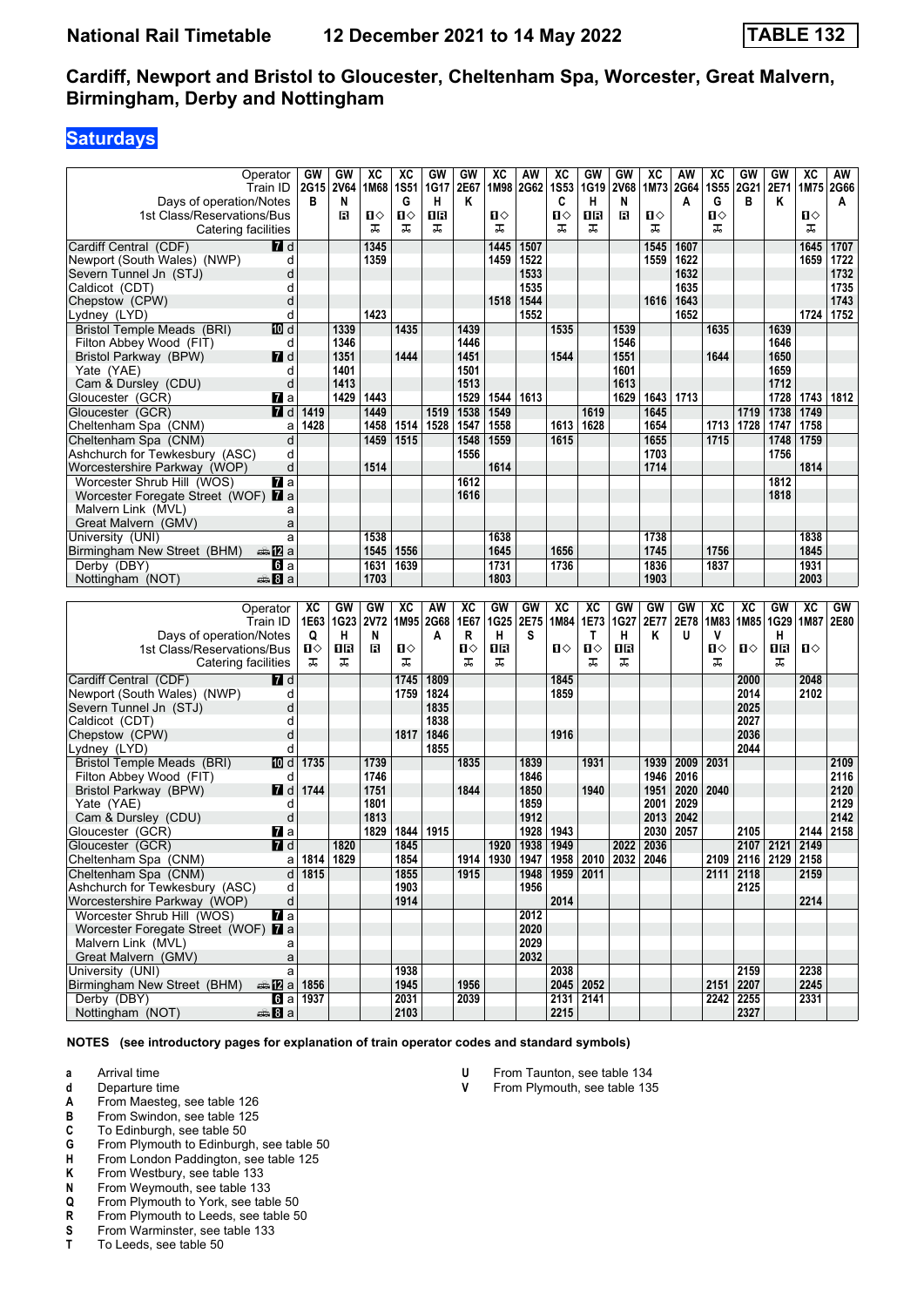# National Rail Timetable — 12 December 2021 to 14 May 2022 — TABLE 132

## Cardiff, Newport and Bristol to Gloucester, Cheltenham Spa, Worcester, Great Malvern, Birmingham, Derby and Nottingham

### Saturdays

| Operator | | GW | GW | XC | XC | GW | GW | XC | AW | XC | GW | GW | XC | AW | XC | GW | GW | XC | AW |
|---|---|---|---|---|---|---|---|---|---|---|---|---|---|---|---|---|---|---|---|
| Train ID | | 2G15 | 2V64 | 1M68 | 1S51 | 1G17 | 2E67 | 1M98 | 2G62 | 1S53 | 1G19 | 2V68 | 1M73 | 2G64 | 1S55 | 2G21 | 2E71 | 1M75 | 2G66 |
| Days of operation/Notes | | B | N | | G | H | K | | | C | H | N | | A | G | B | K | | A |
| 1st Class/Reservations/Bus | | | R | ■◇ | ■◇ | ■R | | ■◇ | | ■◇ | ■R | R | ■◇ | | ■◇ | | | ■◇ | |
| Catering facilities | | | | ☕ | ☕ | ☕ | | ☕ | | ☕ | ☕ | | ☕ | | ☕ | | | ☕ | |
| Cardiff Central (CDF) | 7 d | | | 1345 | | | | 1445 | 1507 | | | | 1545 | 1607 | | | | 1645 | 1707 |
| Newport (South Wales) (NWP) | d | | | 1359 | | | | 1459 | 1522 | | | | 1559 | 1622 | | | | 1659 | 1722 |
| Severn Tunnel Jn (STJ) | d | | | | | | | | 1533 | | | | | 1632 | | | | | 1732 |
| Caldicot (CDT) | d | | | | | | | | 1535 | | | | | 1635 | | | | | 1735 |
| Chepstow (CPW) | d | | | | | | | 1518 | 1544 | | | | 1616 | 1643 | | | | | 1743 |
| Lydney (LYD) | d | | | 1423 | | | | | 1552 | | | | | 1652 | | | | 1724 | 1752 |
| Bristol Temple Meads (BRI) | 10 d | | 1339 | | 1435 | | 1439 | | | 1535 | | 1539 | | | 1635 | | 1639 | | |
| Filton Abbey Wood (FIT) | d | | 1346 | | | | 1446 | | | | | 1546 | | | | | 1646 | | |
| Bristol Parkway (BPW) | 7 d | | 1351 | | 1444 | | 1451 | | | 1544 | | 1551 | | | 1644 | | 1650 | | |
| Yate (YAE) | d | | 1401 | | | | 1501 | | | | | 1601 | | | | | 1659 | | |
| Cam & Dursley (CDU) | d | | 1413 | | | | 1513 | | | | | 1613 | | | | | 1712 | | |
| Gloucester (GCR) | 7 a | | 1429 | 1443 | | | 1529 | 1544 | 1613 | | | 1629 | 1643 | 1713 | | | 1728 | 1743 | 1812 |
| Gloucester (GCR) | 7 d | 1419 | | 1449 | | 1519 | 1538 | 1549 | | | 1619 | | 1645 | | | 1719 | 1738 | 1749 | |
| Cheltenham Spa (CNM) | a | 1428 | | 1458 | 1514 | 1528 | 1547 | 1558 | | 1613 | 1628 | | 1654 | | 1713 | 1728 | 1747 | 1758 | |
| Cheltenham Spa (CNM) | d | | | 1459 | 1515 | | 1548 | 1559 | | 1615 | | | 1655 | | 1715 | | 1748 | 1759 | |
| Ashchurch for Tewkesbury (ASC) | d | | | | | | 1556 | | | | | | 1703 | | | | 1756 | | |
| Worcestershire Parkway (WOP) | d | | | 1514 | | | | 1614 | | | | | 1714 | | | | | 1814 | |
| Worcester Shrub Hill (WOS) | 7 a | | | | | | 1612 | | | | | | | | | | 1812 | | |
| Worcester Foregate Street (WOF) | 7 a | | | | | | 1616 | | | | | | | | | | 1818 | | |
| Malvern Link (MVL) | a | | | | | | | | | | | | | | | | | | |
| Great Malvern (GMV) | a | | | | | | | | | | | | | | | | | | |
| University (UNI) | a | | | 1538 | | | | 1638 | | | | | 1738 | | | | | 1838 | |
| Birmingham New Street (BHM) | 12 a | | | 1545 | 1556 | | | 1645 | | 1656 | | | 1745 | | 1756 | | | 1845 | |
| Derby (DBY) | 6 a | | | 1631 | 1639 | | | 1731 | | 1736 | | | 1836 | | 1837 | | | 1931 | |
| Nottingham (NOT) | 8 a | | | 1703 | | | | 1803 | | | | | 1903 | | | | | 2003 | |

| Operator | | XC | GW | GW | XC | AW | XC | GW | GW | XC | XC | GW | GW | GW | XC | XC | GW | XC | GW |
|---|---|---|---|---|---|---|---|---|---|---|---|---|---|---|---|---|---|---|---|
| Train ID | | 1E63 | 1G23 | 2V72 | 1M95 | 2G68 | 1E67 | 1G25 | 2E75 | 1M84 | 1E73 | 1G27 | 2E77 | 2E78 | 1M83 | 1M85 | 1G29 | 1M87 | 2E80 |
| Days of operation/Notes | | Q | H | N | | A | R | H | S | | T | H | K | U | V | | H | | |
| 1st Class/Reservations/Bus | | ■◇ | ■R | R | ■◇ | | ■◇ | ■R | | ■◇ | ■◇ | ■R | | | ■◇ | ■◇ | ■R | ■◇ | |
| Catering facilities | | ☕ | ☕ | | ☕ | | ☕ | ☕ | | | ☕ | ☕ | | | ☕ | | ☕ | | |
| Cardiff Central (CDF) | 7 d | | | | 1745 | 1809 | | | | 1845 | | | | | | 2000 | | 2048 | |
| Newport (South Wales) (NWP) | d | | | | 1759 | 1824 | | | | 1859 | | | | | | 2014 | | 2102 | |
| Severn Tunnel Jn (STJ) | d | | | | | 1835 | | | | | | | | | | 2025 | | | |
| Caldicot (CDT) | d | | | | | 1838 | | | | | | | | | | 2027 | | | |
| Chepstow (CPW) | d | | | | 1817 | 1846 | | | | 1916 | | | | | | 2036 | | | |
| Lydney (LYD) | d | | | | | 1855 | | | | | | | | | | 2044 | | | |
| Bristol Temple Meads (BRI) | 10 d | 1735 | | 1739 | | | 1835 | | 1839 | | 1931 | | 1939 | 2009 | 2031 | | | | 2109 |
| Filton Abbey Wood (FIT) | d | | | 1746 | | | | | 1846 | | | | 1946 | 2016 | | | | | 2116 |
| Bristol Parkway (BPW) | 7 d | 1744 | | 1751 | | | 1844 | | 1850 | | 1940 | | 1951 | 2020 | 2040 | | | | 2120 |
| Yate (YAE) | d | | | 1801 | | | | | 1859 | | | | 2001 | 2029 | | | | | 2129 |
| Cam & Dursley (CDU) | d | | | 1813 | | | | | 1912 | | | | 2013 | 2042 | | | | | 2142 |
| Gloucester (GCR) | 7 a | | | 1829 | 1844 | 1915 | | | 1928 | 1943 | | | 2030 | 2057 | | 2105 | | 2144 | 2158 |
| Gloucester (GCR) | 7 d | | 1820 | | 1845 | | | 1920 | 1938 | 1949 | | 2022 | 2036 | | | 2107 | 2121 | 2149 | |
| Cheltenham Spa (CNM) | a | 1814 | 1829 | | 1854 | | 1914 | 1930 | 1947 | 1958 | 2010 | 2032 | 2046 | | 2109 | 2116 | 2129 | 2158 | |
| Cheltenham Spa (CNM) | d | 1815 | | | 1855 | | 1915 | | 1948 | 1959 | 2011 | | | | 2111 | 2118 | | 2159 | |
| Ashchurch for Tewkesbury (ASC) | d | | | | 1903 | | | | 1956 | | | | | | | 2125 | | | |
| Worcestershire Parkway (WOP) | d | | | | 1914 | | | | | 2014 | | | | | | | | 2214 | |
| Worcester Shrub Hill (WOS) | 7 a | | | | | | | | 2012 | | | | | | | | | | |
| Worcester Foregate Street (WOF) | 7 a | | | | | | | | 2020 | | | | | | | | | | |
| Malvern Link (MVL) | a | | | | | | | | 2029 | | | | | | | | | | |
| Great Malvern (GMV) | a | | | | | | | | 2032 | | | | | | | | | | |
| University (UNI) | a | | | | 1938 | | | | | 2038 | | | | | | 2159 | | 2238 | |
| Birmingham New Street (BHM) | 12 a | 1856 | | | 1945 | | 1956 | | | 2045 | 2052 | | | | 2151 | 2207 | | 2245 | |
| Derby (DBY) | 6 a | 1937 | | | 2031 | | 2039 | | | 2131 | 2141 | | | | 2242 | 2255 | | 2331 | |
| Nottingham (NOT) | 8 a | | | | 2103 | | | | | 2215 | | | | | | 2327 | | | |

**NOTES (see introductory pages for explanation of train operator codes and standard symbols)**

- **a** Arrival time
- **d** Departure time
- **A** From Maesteg, see table 126
- **B** From Swindon, see table 125
- **C** To Edinburgh, see table 50
- **G** From Plymouth to Edinburgh, see table 50
- **H** From London Paddington, see table 125
- **K** From Westbury, see table 133
- **N** From Weymouth, see table 133
- **Q** From Plymouth to York, see table 50
- **R** From Plymouth to Leeds, see table 50
- **S** From Warminster, see table 133
- **T** To Leeds, see table 50
- **U** From Taunton, see table 134
- **V** From Plymouth, see table 135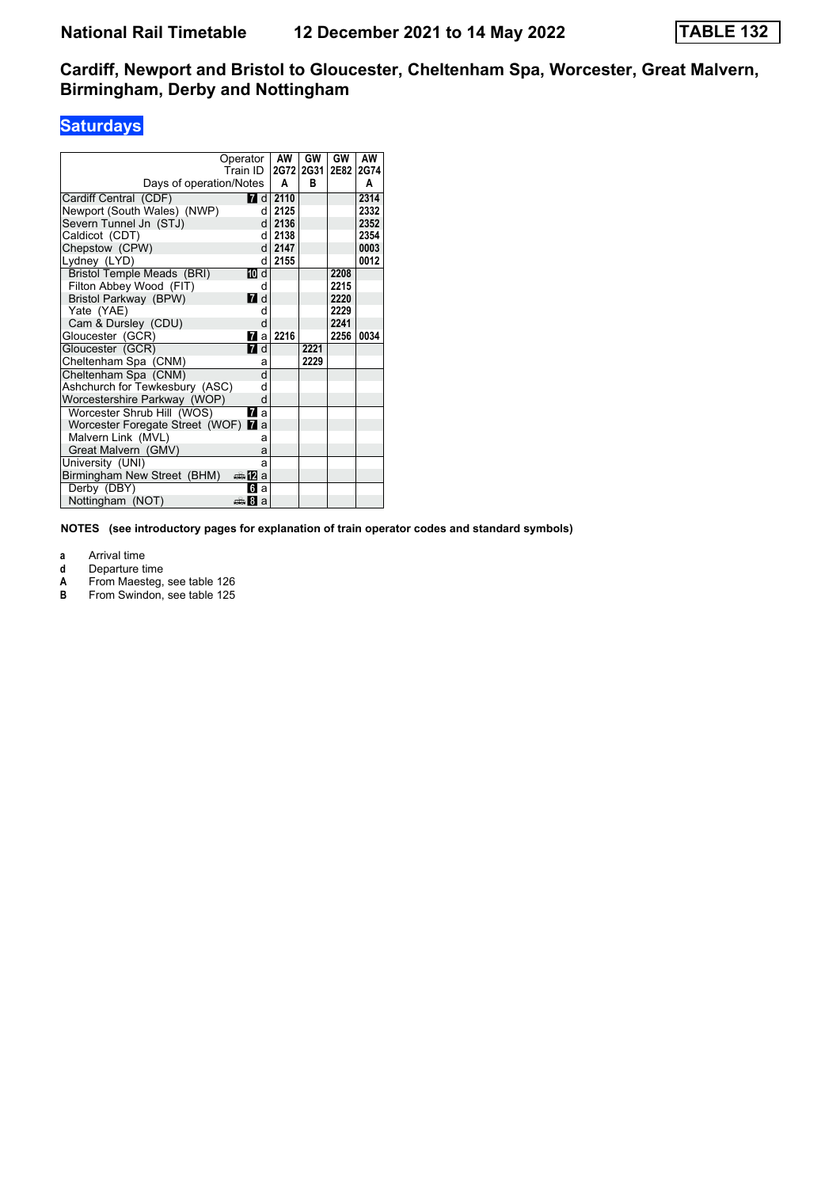# National Rail Timetable    12 December 2021 to 14 May 2022    TABLE 132

## Cardiff, Newport and Bristol to Gloucester, Cheltenham Spa, Worcester, Great Malvern, Birmingham, Derby and Nottingham

### Saturdays

| Operator | | AW | GW | GW | AW |
|---|---|---|---|---|---|
| Train ID | | 2G72 | 2G31 | 2E82 | 2G74 |
| Days of operation/Notes | | A | B | | A |
| Cardiff Central (CDF) | 7 d | 2110 | | | 2314 |
| Newport (South Wales) (NWP) | d | 2125 | | | 2332 |
| Severn Tunnel Jn (STJ) | d | 2136 | | | 2352 |
| Caldicot (CDT) | d | 2138 | | | 2354 |
| Chepstow (CPW) | d | 2147 | | | 0003 |
| Lydney (LYD) | d | 2155 | | | 0012 |
| Bristol Temple Meads (BRI) | 10 d | | | 2208 | |
| Filton Abbey Wood (FIT) | d | | | 2215 | |
| Bristol Parkway (BPW) | 7 d | | | 2220 | |
| Yate (YAE) | d | | | 2229 | |
| Cam & Dursley (CDU) | d | | | 2241 | |
| Gloucester (GCR) | 7 a | 2216 | | 2256 | 0034 |
| Gloucester (GCR) | 7 d | | 2221 | | |
| Cheltenham Spa (CNM) | a | | 2229 | | |
| Cheltenham Spa (CNM) | d | | | | |
| Ashchurch for Tewkesbury (ASC) | d | | | | |
| Worcestershire Parkway (WOP) | d | | | | |
| Worcester Shrub Hill (WOS) | 7 a | | | | |
| Worcester Foregate Street (WOF) | 7 a | | | | |
| Malvern Link (MVL) | a | | | | |
| Great Malvern (GMV) | a | | | | |
| University (UNI) | a | | | | |
| Birmingham New Street (BHM) | 12 a | | | | |
| Derby (DBY) | 6 a | | | | |
| Nottingham (NOT) | 8 a | | | | |

**NOTES (see introductory pages for explanation of train operator codes and standard symbols)**

- **a** Arrival time
- **d** Departure time
- **A** From Maesteg, see table 126
- **B** From Swindon, see table 125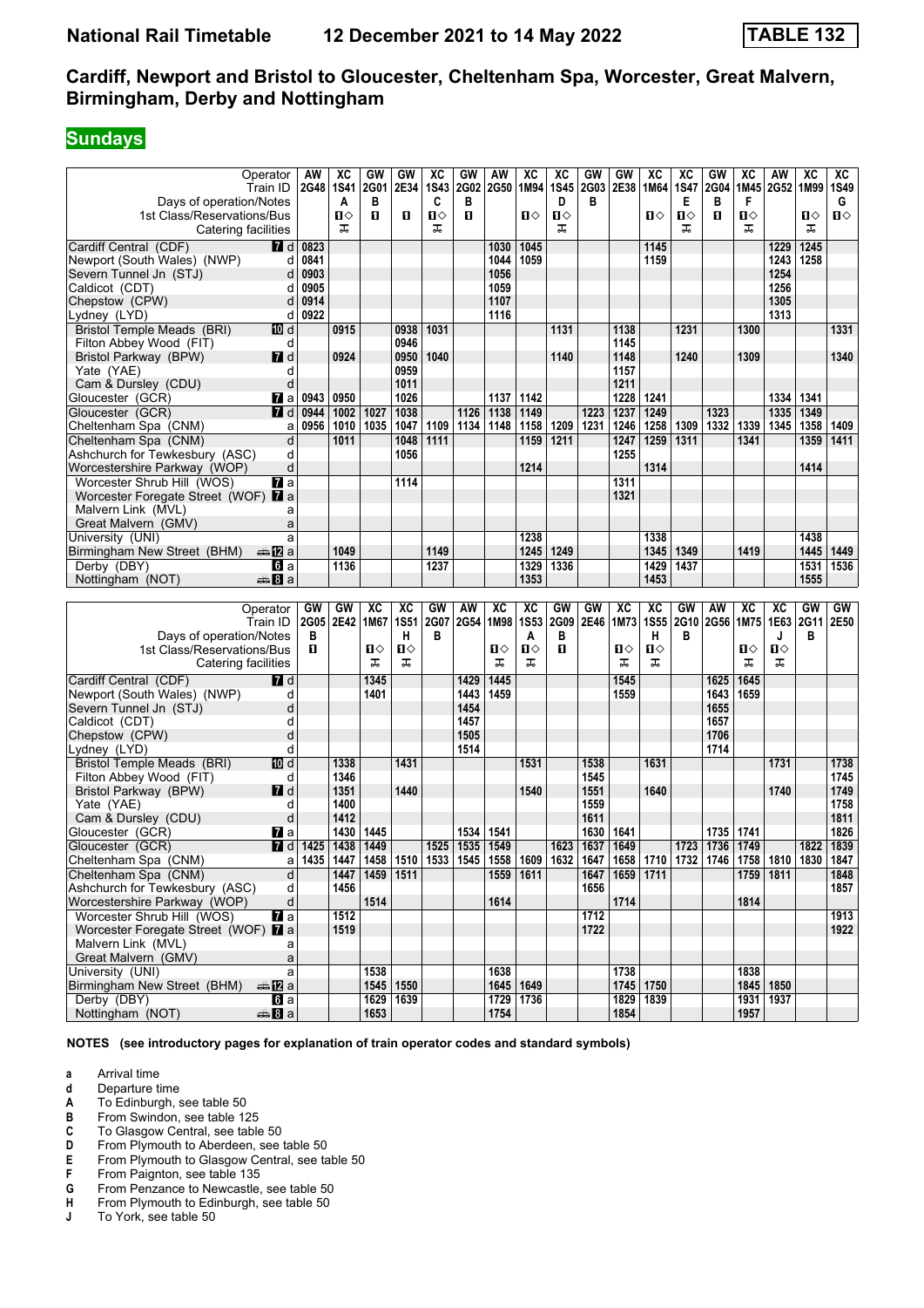# Cardiff, Newport and Bristol to Gloucester, Cheltenham Spa, Worcester, Great Malvern, Birmingham, Derby and Nottingham

**TABLE 132** — 12 December 2021 to 14 May 2022

## Sundays

| Operator | | AW | XC | GW | GW | XC | GW | AW | XC | XC | GW | GW | XC | XC | GW | XC | AW | XC | XC |
|---|---|---|---|---|---|---|---|---|---|---|---|---|---|---|---|---|---|---|---|
| Train ID | | 2G48 | 1S41 | 2G01 | 2E34 | 1S43 | 2G02 | 2G50 | 1M94 | 1S45 | 2G03 | 2E38 | 1M64 | 1S47 | 2G04 | 1M45 | 2G52 | 1M99 | 1S49 |
| Days of operation/Notes | | | A | B | | C | B | | | D | B | | | E | B | F | | | G |
| 1st Class/Reservations/Bus | | | 1◇ | 1 | 1 | 1◇ | 1 | | 1◇ | 1◇ | | | 1◇ | 1◇ | 1 | 1◇ | | 1◇ | 1◇ |
| Catering facilities | | | ⊼ | | | ⊼ | | | | ⊼ | | | | ⊼ | | ⊼ | | ⊼ | |
| Cardiff Central (CDF) | 7 d | 0823 | | | | | | 1030 | 1045 | | | | 1145 | | | | 1229 | 1245 | |
| Newport (South Wales) (NWP) | d | 0841 | | | | | | 1044 | 1059 | | | | 1159 | | | | 1243 | 1258 | |
| Severn Tunnel Jn (STJ) | d | 0903 | | | | | | 1056 | | | | | | | | | 1254 | | |
| Caldicot (CDT) | d | 0905 | | | | | | 1059 | | | | | | | | | 1256 | | |
| Chepstow (CPW) | d | 0914 | | | | | | 1107 | | | | | | | | | 1305 | | |
| Lydney (LYD) | d | 0922 | | | | | | 1116 | | | | | | | | | 1313 | | |
| Bristol Temple Meads (BRI) | 10 d | | 0915 | | 0938 | 1031 | | | | 1131 | | 1138 | | 1231 | | 1300 | | | 1331 |
| Filton Abbey Wood (FIT) | d | | | | 0946 | | | | | | | 1145 | | | | | | | |
| Bristol Parkway (BPW) | 7 d | | 0924 | | 0950 | 1040 | | | | 1140 | | 1148 | | 1240 | | 1309 | | | 1340 |
| Yate (YAE) | d | | | | 0959 | | | | | | | 1157 | | | | | | | |
| Cam & Dursley (CDU) | d | | | | 1011 | | | | | | | 1211 | | | | | | | |
| Gloucester (GCR) | 7 a | 0943 | 0950 | | 1026 | | | 1137 | 1142 | | | 1228 | 1241 | | | | 1334 | 1341 | |
| Gloucester (GCR) | 7 d | 0944 | 1002 | 1027 | 1038 | | 1126 | 1138 | 1149 | | 1223 | 1237 | 1249 | | 1323 | | 1335 | 1349 | |
| Cheltenham Spa (CNM) | a | 0956 | 1010 | 1035 | 1047 | 1109 | 1134 | 1148 | 1158 | 1209 | 1231 | 1246 | 1258 | 1309 | 1332 | 1339 | 1345 | 1358 | 1409 |
| Cheltenham Spa (CNM) | d | | 1011 | | 1048 | 1111 | | | 1159 | 1211 | | 1247 | 1259 | 1311 | | 1341 | | 1359 | 1411 |
| Ashchurch for Tewkesbury (ASC) | d | | | | 1056 | | | | | | | 1255 | | | | | | | |
| Worcestershire Parkway (WOP) | d | | | | | | | | 1214 | | | | 1314 | | | | | 1414 | |
| Worcester Shrub Hill (WOS) | 7 a | | | | 1114 | | | | | | | 1311 | | | | | | | |
| Worcester Foregate Street (WOF) | 7 a | | | | | | | | | | | 1321 | | | | | | | |
| Malvern Link (MVL) | a | | | | | | | | | | | | | | | | | | |
| Great Malvern (GMV) | a | | | | | | | | | | | | | | | | | | |
| University (UNI) | a | | | | | | | | 1238 | | | | 1338 | | | | | 1438 | |
| Birmingham New Street (BHM) | 12 a | | 1049 | | | 1149 | | | 1245 | 1249 | | | 1345 | 1349 | | 1419 | | 1445 | 1449 |
| Derby (DBY) | 6 a | | 1136 | | | 1237 | | | 1329 | 1336 | | | 1429 | 1437 | | | | 1531 | 1536 |
| Nottingham (NOT) | 8 a | | | | | | | | 1353 | | | | 1453 | | | | | 1555 | |

| Operator | | GW | GW | XC | XC | GW | AW | XC | XC | GW | GW | XC | XC | GW | AW | XC | XC | GW | GW |
|---|---|---|---|---|---|---|---|---|---|---|---|---|---|---|---|---|---|---|---|
| Train ID | | 2G05 | 2E42 | 1M67 | 1S51 | 2G07 | 2G54 | 1M98 | 1S53 | 2G09 | 2E46 | 1M73 | 1S55 | 2G10 | 2G56 | 1M75 | 1E63 | 2G11 | 2E50 |
| Days of operation/Notes | | B | | | H | B | | | A | B | | | H | B | | | J | B | |
| 1st Class/Reservations/Bus | | 1 | | 1◇ | 1◇ | | | 1◇ | 1◇ | 1 | | 1◇ | 1◇ | | | 1◇ | 1◇ | | |
| Catering facilities | | | | ⊼ | ⊼ | | | ⊼ | ⊼ | | | ⊼ | ⊼ | | | ⊼ | ⊼ | | |
| Cardiff Central (CDF) | 7 d | | | 1345 | | | 1429 | 1445 | | | | 1545 | | | 1625 | 1645 | | | |
| Newport (South Wales) (NWP) | d | | | 1401 | | | 1443 | 1459 | | | | 1559 | | | 1643 | 1659 | | | |
| Severn Tunnel Jn (STJ) | d | | | | | | 1454 | | | | | | | | 1655 | | | | |
| Caldicot (CDT) | d | | | | | | 1457 | | | | | | | | 1657 | | | | |
| Chepstow (CPW) | d | | | | | | 1505 | | | | | | | | 1706 | | | | |
| Lydney (LYD) | d | | | | | | 1514 | | | | | | | | 1714 | | | | |
| Bristol Temple Meads (BRI) | 10 d | | 1338 | | 1431 | | | | 1531 | | 1538 | | 1631 | | | | 1731 | | 1738 |
| Filton Abbey Wood (FIT) | d | | 1346 | | | | | | | | 1545 | | | | | | | | 1745 |
| Bristol Parkway (BPW) | 7 d | | 1351 | | 1440 | | | | 1540 | | 1551 | | 1640 | | | | 1740 | | 1749 |
| Yate (YAE) | d | | 1400 | | | | | | | | 1559 | | | | | | | | 1758 |
| Cam & Dursley (CDU) | d | | 1412 | | | | | | | | 1611 | | | | | | | | 1811 |
| Gloucester (GCR) | 7 a | | 1430 | 1445 | | | 1534 | 1541 | | | 1630 | 1641 | | | 1735 | 1741 | | | 1826 |
| Gloucester (GCR) | 7 d | 1425 | 1438 | 1449 | | 1525 | 1535 | 1549 | | 1623 | 1637 | 1649 | | 1723 | 1736 | 1749 | | 1822 | 1839 |
| Cheltenham Spa (CNM) | a | 1435 | 1447 | 1458 | 1510 | 1533 | 1545 | 1558 | 1609 | 1632 | 1647 | 1658 | 1710 | 1732 | 1746 | 1758 | 1810 | 1830 | 1847 |
| Cheltenham Spa (CNM) | d | | 1447 | 1459 | 1511 | | | 1559 | 1611 | | 1647 | 1659 | 1711 | | | 1759 | 1811 | | 1848 |
| Ashchurch for Tewkesbury (ASC) | d | | 1456 | | | | | | | | 1656 | | | | | | | | 1857 |
| Worcestershire Parkway (WOP) | d | | | 1514 | | | | 1614 | | | | 1714 | | | | 1814 | | | |
| Worcester Shrub Hill (WOS) | 7 a | | 1512 | | | | | | | | 1712 | | | | | | | | 1913 |
| Worcester Foregate Street (WOF) | 7 a | | 1519 | | | | | | | | 1722 | | | | | | | | 1922 |
| Malvern Link (MVL) | a | | | | | | | | | | | | | | | | | | |
| Great Malvern (GMV) | a | | | | | | | | | | | | | | | | | | |
| University (UNI) | a | | | 1538 | | | | 1638 | | | | 1738 | | | | 1838 | | | |
| Birmingham New Street (BHM) | 12 a | | | 1545 | 1550 | | | 1645 | 1649 | | | 1745 | 1750 | | | 1845 | 1850 | | |
| Derby (DBY) | 6 a | | | 1629 | 1639 | | | 1729 | 1736 | | | 1829 | 1839 | | | 1931 | 1937 | | |
| Nottingham (NOT) | 8 a | | | 1653 | | | | 1754 | | | | 1854 | | | | 1957 | | | |

**NOTES (see introductory pages for explanation of train operator codes and standard symbols)**

- **a** Arrival time
- **d** Departure time
- **A** To Edinburgh, see table 50
- **B** From Swindon, see table 125
- **C** To Glasgow Central, see table 50
- **D** From Plymouth to Aberdeen, see table 50
- **E** From Plymouth to Glasgow Central, see table 50
- **F** From Paignton, see table 135
- **G** From Penzance to Newcastle, see table 50
- **H** From Plymouth to Edinburgh, see table 50
- **J** To York, see table 50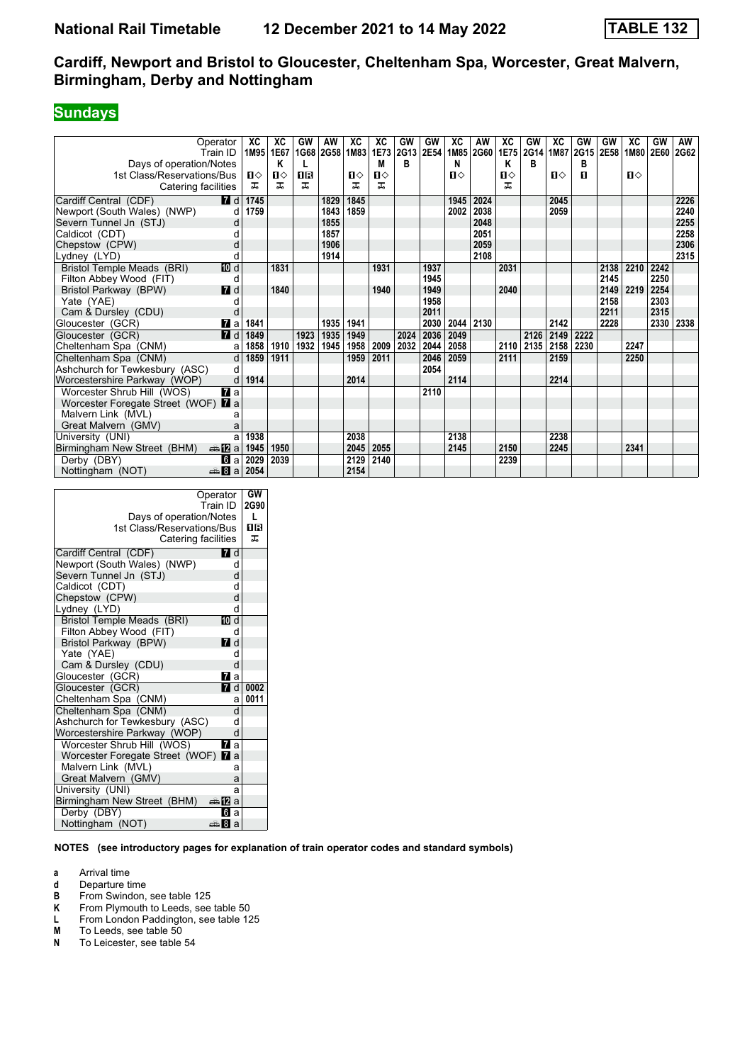# National Rail Timetable — 12 December 2021 to 14 May 2022 — TABLE 132

## Cardiff, Newport and Bristol to Gloucester, Cheltenham Spa, Worcester, Great Malvern, Birmingham, Derby and Nottingham

## Sundays

| Operator | | XC | XC | GW | AW | XC | XC | GW | GW | XC | AW | XC | GW | XC | GW | GW | XC | GW | AW |
|---|---|---|---|---|---|---|---|---|---|---|---|---|---|---|---|---|---|---|---|
| Train ID | | 1M95 | 1E67 | 1G68 | 2G58 | 1M83 | 1E73 | 2G13 | 2E54 | 1M85 | 2G60 | 1E75 | 2G14 | 1M87 | 2G15 | 2E58 | 1M80 | 2E60 | 2G62 |
| Days of operation/Notes | | | K | L | | | M | B | | N | | K | B | | B | | | | |
| 1st Class/Reservations/Bus | | 1◇ | 1◇ | 1R | | 1◇ | 1◇ | | | 1◇ | | 1◇ | | 1◇ | 1 | | 1◇ | | |
| Catering facilities | | ✕ | ✕ | ✕ | | ✕ | ✕ | | | | | ✕ | | | | | | | |
| Cardiff Central (CDF) | 7 d | 1745 | | | 1829 | 1845 | | | | 1945 | 2024 | | | 2045 | | | | | 2226 |
| Newport (South Wales) (NWP) | d | 1759 | | | 1843 | 1859 | | | | 2002 | 2038 | | | 2059 | | | | | 2240 |
| Severn Tunnel Jn (STJ) | d | | | | 1855 | | | | | | 2048 | | | | | | | | 2255 |
| Caldicot (CDT) | d | | | | 1857 | | | | | | 2051 | | | | | | | | 2258 |
| Chepstow (CPW) | d | | | | 1906 | | | | | | 2059 | | | | | | | | 2306 |
| Lydney (LYD) | d | | | | 1914 | | | | | | 2108 | | | | | | | | 2315 |
| Bristol Temple Meads (BRI) | 10 d | | 1831 | | | | 1931 | | 1937 | | | 2031 | | | | 2138 | 2210 | 2242 | |
| Filton Abbey Wood (FIT) | d | | | | | | | | 1945 | | | | | | | 2145 | | 2250 | |
| Bristol Parkway (BPW) | 7 d | | 1840 | | | | 1940 | | 1949 | | | 2040 | | | | 2149 | 2219 | 2254 | |
| Yate (YAE) | d | | | | | | | | 1958 | | | | | | | 2158 | | 2303 | |
| Cam & Dursley (CDU) | d | | | | | | | | 2011 | | | | | | | 2211 | | 2315 | |
| Gloucester (GCR) | 7 a | 1841 | | | 1935 | 1941 | | | 2030 | 2044 | 2130 | | | 2142 | | 2228 | | 2330 | 2338 |
| Gloucester (GCR) | 7 d | 1849 | | 1923 | 1935 | 1949 | | 2024 | 2036 | 2049 | | | 2126 | 2149 | 2222 | | | | |
| Cheltenham Spa (CNM) | a | 1858 | 1910 | 1932 | 1945 | 1958 | 2009 | 2032 | 2044 | 2058 | | 2110 | 2135 | 2158 | 2230 | | 2247 | | |
| Cheltenham Spa (CNM) | d | 1859 | 1911 | | | 1959 | 2011 | | 2046 | 2059 | | 2111 | | 2159 | | | 2250 | | |
| Ashchurch for Tewkesbury (ASC) | d | | | | | | | | 2054 | | | | | | | | | | |
| Worcestershire Parkway (WOP) | d | 1914 | | | | 2014 | | | | 2114 | | | | 2214 | | | | | |
| Worcester Shrub Hill (WOS) | 7 a | | | | | | | | 2110 | | | | | | | | | | |
| Worcester Foregate Street (WOF) | 7 a | | | | | | | | | | | | | | | | | | |
| Malvern Link (MVL) | a | | | | | | | | | | | | | | | | | | |
| Great Malvern (GMV) | a | | | | | | | | | | | | | | | | | | |
| University (UNI) | a | 1938 | | | | 2038 | | | | 2138 | | | | 2238 | | | | | |
| Birmingham New Street (BHM) | 12 a | 1945 | 1950 | | | 2045 | 2055 | | | 2145 | | 2150 | | 2245 | | | 2341 | | |
| Derby (DBY) | 6 a | 2029 | 2039 | | | 2129 | 2140 | | | | | 2239 | | | | | | | |
| Nottingham (NOT) | 8 a | 2054 | | | | 2154 | | | | | | | | | | | | | |

| Operator | | GW |
|---|---|---|
| Train ID | | 2G90 |
| Days of operation/Notes | | L |
| 1st Class/Reservations/Bus | | 1R |
| Catering facilities | | ✕ |
| Cardiff Central (CDF) | 7 d | |
| Newport (South Wales) (NWP) | d | |
| Severn Tunnel Jn (STJ) | d | |
| Caldicot (CDT) | d | |
| Chepstow (CPW) | d | |
| Lydney (LYD) | d | |
| Bristol Temple Meads (BRI) | 10 d | |
| Filton Abbey Wood (FIT) | d | |
| Bristol Parkway (BPW) | 7 d | |
| Yate (YAE) | d | |
| Cam & Dursley (CDU) | d | |
| Gloucester (GCR) | 7 a | |
| Gloucester (GCR) | 7 d | 0002 |
| Cheltenham Spa (CNM) | a | 0011 |
| Cheltenham Spa (CNM) | d | |
| Ashchurch for Tewkesbury (ASC) | d | |
| Worcestershire Parkway (WOP) | d | |
| Worcester Shrub Hill (WOS) | 7 a | |
| Worcester Foregate Street (WOF) | 7 a | |
| Malvern Link (MVL) | a | |
| Great Malvern (GMV) | a | |
| University (UNI) | a | |
| Birmingham New Street (BHM) | 12 a | |
| Derby (DBY) | 6 a | |
| Nottingham (NOT) | 8 a | |

**NOTES (see introductory pages for explanation of train operator codes and standard symbols)**

- **a** Arrival time
- **d** Departure time
- **B** From Swindon, see table 125
- **K** From Plymouth to Leeds, see table 50
- **L** From London Paddington, see table 125
- **M** To Leeds, see table 50
- **N** To Leicester, see table 54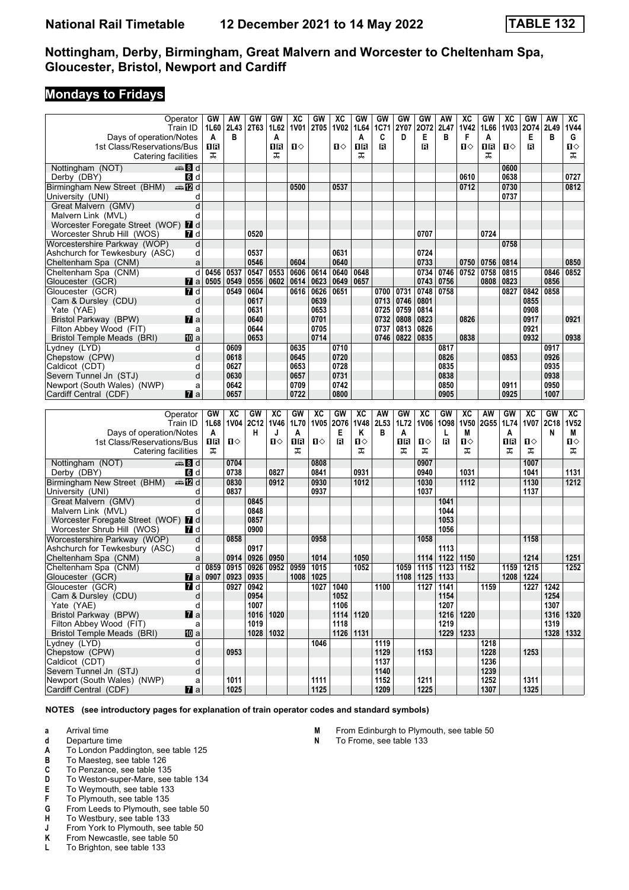# Nottingham, Derby, Birmingham, Great Malvern and Worcester to Cheltenham Spa, Gloucester, Bristol, Newport and Cardiff

## Mondays to Fridays

| Operator | GW | AW | GW | GW | XC | GW | XC | GW | GW | GW | GW | AW | XC | GW | XC | GW | AW | XC |
|---|---|---|---|---|---|---|---|---|---|---|---|---|---|---|---|---|---|---|
| Train ID | 1L60 | 2L43 | 2T63 | 1L62 | 1V01 | 2T05 | 1V02 | 1L64 | 1C71 | 2Y07 | 2O72 | 2L47 | 1V42 | 1L66 | 1V03 | 2O74 | 2L49 | 1V44 |
| Days of operation/Notes | A | B | | A | | | | A | C | D | E | B | F | A | | E | B | G |
| 1st Class/Reservations/Bus | ■R | | | ■R | ■◇ | | ■◇ | ■R | R | | R | | ■◇ | ■R | ■◇ | R | | ■◇ |
| Catering facilities | X | | | X | | | | X | | | | | | X | | | | X |
| Nottingham (NOT) d | | | | | | | | | | | | | | | 0600 | | | |
| Derby (DBY) d | | | | | | | | | | | | | 0610 | | 0638 | | | 0727 |
| Birmingham New Street (BHM) d | | | | | 0500 | | 0537 | | | | | | 0712 | | 0730 | | | 0812 |
| University (UNI) d | | | | | | | | | | | | | | | 0737 | | | |
| Great Malvern (GMV) d | | | | | | | | | | | | | | | | | | |
| Malvern Link (MVL) d | | | | | | | | | | | | | | | | | | |
| Worcester Foregate Street (WOF) d | | | | | | | | | | | | | | | | | | |
| Worcester Shrub Hill (WOS) d | | | 0520 | | | | | | | | 0707 | | | 0724 | | | | |
| Worcestershire Parkway (WOP) d | | | | | | | | | | | | | | | 0758 | | | |
| Ashchurch for Tewkesbury (ASC) d | | | 0537 | | | | 0631 | | | | 0724 | | | | | | | |
| Cheltenham Spa (CNM) a | | | 0546 | | 0604 | | 0640 | | | | 0733 | | 0750 | 0756 | 0814 | | | 0850 |
| Cheltenham Spa (CNM) d | 0456 | 0537 | 0547 | 0553 | 0606 | 0614 | 0640 | 0648 | | | 0734 | 0746 | 0752 | 0758 | 0815 | | 0846 | 0852 |
| Gloucester (GCR) a | 0505 | 0549 | 0556 | 0602 | 0614 | 0623 | 0649 | 0657 | | | 0743 | 0756 | | 0808 | 0823 | | 0856 | |
| Gloucester (GCR) d | | 0549 | 0604 | | 0616 | 0626 | 0651 | | 0700 | 0731 | 0748 | 0758 | | | 0827 | 0842 | 0858 | |
| Cam & Dursley (CDU) d | | | 0617 | | | 0639 | | | 0713 | 0746 | 0801 | | | | | 0855 | | |
| Yate (YAE) d | | | 0631 | | | 0653 | | | 0725 | 0759 | 0814 | | | | | 0908 | | |
| Bristol Parkway (BPW) a | | | 0640 | | | 0701 | | | 0732 | 0808 | 0823 | | 0826 | | | 0917 | | 0921 |
| Filton Abbey Wood (FIT) a | | | 0644 | | | 0705 | | | 0737 | 0813 | 0826 | | | | | 0921 | | |
| Bristol Temple Meads (BRI) a | | | 0653 | | | 0714 | | | 0746 | 0822 | 0835 | | 0838 | | | 0932 | | 0938 |
| Lydney (LYD) d | | 0609 | | | 0635 | | 0710 | | | | | 0817 | | | | | 0917 | |
| Chepstow (CPW) d | | 0618 | | | 0645 | | 0720 | | | | | 0826 | | | 0853 | | 0926 | |
| Caldicot (CDT) d | | 0627 | | | 0653 | | 0728 | | | | | 0835 | | | | | 0935 | |
| Severn Tunnel Jn (STJ) d | | 0630 | | | 0657 | | 0731 | | | | | 0838 | | | | | 0938 | |
| Newport (South Wales) (NWP) a | | 0642 | | | 0709 | | 0742 | | | | | 0850 | | | 0911 | | 0950 | |
| Cardiff Central (CDF) a | | 0657 | | | 0722 | | 0800 | | | | | 0905 | | | 0925 | | 1007 | |

| Operator | GW | XC | GW | XC | GW | XC | GW | XC | AW | GW | XC | GW | XC | AW | GW | XC | GW | XC |
|---|---|---|---|---|---|---|---|---|---|---|---|---|---|---|---|---|---|---|
| Train ID | 1L68 | 1V04 | 2C12 | 1V46 | 1L70 | 1V05 | 2O76 | 1V48 | 2L53 | 1L72 | 1V06 | 1O98 | 1V50 | 2G55 | 1L74 | 1V07 | 2C18 | 1V52 |
| Days of operation/Notes | A | | H | J | A | | E | K | B | A | | L | M | | A | | N | M |
| 1st Class/Reservations/Bus | ■R | ■◇ | | ■◇ | ■R | ■◇ | R | ■◇ | | ■R | ■◇ | R | ■◇ | | ■R | ■◇ | | ■◇ |
| Catering facilities | X | | | | X | | | X | | X | X | | X | | X | X | | X |
| Nottingham (NOT) d | | 0704 | | | | 0808 | | | | | 0907 | | | | | 1007 | | |
| Derby (DBY) d | | 0738 | | 0827 | | 0841 | | 0931 | | | 0940 | | 1031 | | | 1041 | | 1131 |
| Birmingham New Street (BHM) d | | 0830 | | 0912 | | 0930 | | 1012 | | | 1030 | | 1112 | | | 1130 | | 1212 |
| University (UNI) d | | 0837 | | | | 0937 | | | | | 1037 | | | | | 1137 | | |
| Great Malvern (GMV) d | | | 0845 | | | | | | | | | 1041 | | | | | | |
| Malvern Link (MVL) d | | | 0848 | | | | | | | | | 1044 | | | | | | |
| Worcester Foregate Street (WOF) d | | | 0857 | | | | | | | | | 1053 | | | | | | |
| Worcester Shrub Hill (WOS) d | | | 0900 | | | | | | | | | 1056 | | | | | | |
| Worcestershire Parkway (WOP) d | | 0858 | | | | 0958 | | | | | 1058 | | | | | 1158 | | |
| Ashchurch for Tewkesbury (ASC) d | | | 0917 | | | | | | | | | 1113 | | | | | | |
| Cheltenham Spa (CNM) a | | 0914 | 0926 | 0950 | | 1014 | | 1050 | | | 1114 | 1122 | 1150 | | | 1214 | | 1251 |
| Cheltenham Spa (CNM) d | 0859 | 0915 | 0926 | 0952 | 0959 | 1015 | | 1052 | | 1059 | 1115 | 1123 | 1152 | | 1159 | 1215 | | 1252 |
| Gloucester (GCR) a | 0907 | 0923 | 0935 | | 1008 | 1025 | | | | 1108 | 1125 | 1133 | | | 1208 | 1224 | | |
| Gloucester (GCR) d | | 0927 | 0942 | | | 1027 | 1040 | | 1100 | | 1127 | 1141 | | 1159 | | 1227 | 1242 | |
| Cam & Dursley (CDU) d | | | 0954 | | | | 1052 | | | | | 1154 | | | | | 1254 | |
| Yate (YAE) d | | | 1007 | | | | 1106 | | | | | 1207 | | | | | 1307 | |
| Bristol Parkway (BPW) a | | | 1016 | 1020 | | | 1114 | 1120 | | | | 1216 | 1220 | | | | 1316 | 1320 |
| Filton Abbey Wood (FIT) a | | | 1019 | | | | 1118 | | | | | 1219 | | | | | 1319 | |
| Bristol Temple Meads (BRI) a | | | 1028 | 1032 | | | 1126 | 1131 | | | | 1229 | 1233 | | | | 1328 | 1332 |
| Lydney (LYD) d | | | | | | 1046 | | | 1119 | | | | | 1218 | | | | |
| Chepstow (CPW) d | | 0953 | | | | | | | 1129 | | 1153 | | | 1228 | | 1253 | | |
| Caldicot (CDT) d | | | | | | | | | 1137 | | | | | 1236 | | | | |
| Severn Tunnel Jn (STJ) d | | | | | | | | | 1140 | | | | | 1239 | | | | |
| Newport (South Wales) (NWP) a | | 1011 | | | | 1111 | | | 1152 | | 1211 | | | 1252 | | 1311 | | |
| Cardiff Central (CDF) a | | 1025 | | | | 1125 | | | 1209 | | 1225 | | | 1307 | | 1325 | | |

**NOTES (see introductory pages for explanation of train operator codes and standard symbols)**

- **a** Arrival time
- **d** Departure time
- **A** To London Paddington, see table 125
- **B** To Maesteg, see table 126
- **C** To Penzance, see table 135
- **D** To Weston-super-Mare, see table 134
- **E** To Weymouth, see table 133
- **F** To Plymouth, see table 135
- **G** From Leeds to Plymouth, see table 50
- **H** To Westbury, see table 133
- **J** From York to Plymouth, see table 50
- **K** From Newcastle, see table 50
- **L** To Brighton, see table 133
- **M** From Edinburgh to Plymouth, see table 50
- **N** To Frome, see table 133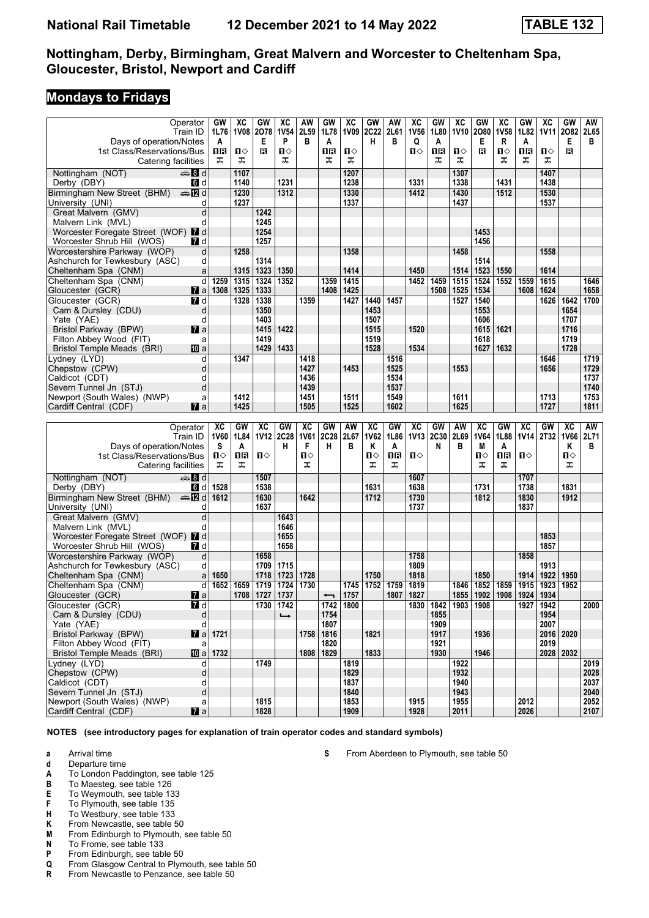# National Rail Timetable 12 December 2021 to 14 May 2022 TABLE 132

## Nottingham, Derby, Birmingham, Great Malvern and Worcester to Cheltenham Spa, Gloucester, Bristol, Newport and Cardiff

## Mondays to Fridays

| Operator | | GW | XC | GW | XC | AW | GW | XC | GW | AW | XC | GW | XC | GW | XC | GW | XC | GW | AW |
|---|---|---|---|---|---|---|---|---|---|---|---|---|---|---|---|---|---|---|---|
| Train ID | | 1L76 | 1V08 | 2O78 | 1V54 | 2L59 | 1L78 | 1V09 | 2C22 | 2L61 | 1V56 | 1L80 | 1V10 | 2O80 | 1V58 | 1L82 | 1V11 | 2O82 | 2L65 |
| Days of operation/Notes | | A | | E | P | B | A | | H | B | Q | A | | E | R | A | | E | B |
| 1st Class/Reservations/Bus | | 1R | 1◇ | R | 1◇ | | 1R | 1◇ | | | 1◇ | 1R | 1◇ | R | 1◇ | 1R | 1◇ | R | |
| Catering facilities | | ⚹ | ⚹ | | ⚹ | | ⚹ | ⚹ | | | | ⚹ | ⚹ | | ⚹ | ⚹ | ⚹ | | |
| Nottingham (NOT) | 8 d | | 1107 | | | | | 1207 | | | | | 1307 | | | | 1407 | | |
| Derby (DBY) | 6 d | | 1140 | | 1231 | | | 1238 | | | 1331 | | 1338 | | 1431 | | 1438 | | |
| Birmingham New Street (BHM) | 12 d | | 1230 | | 1312 | | | 1330 | | | 1412 | | 1430 | | 1512 | | 1530 | | |
| University (UNI) | d | | 1237 | | | | | 1337 | | | | | 1437 | | | | 1537 | | |
| Great Malvern (GMV) | d | | | 1242 | | | | | | | | | | | | | | | |
| Malvern Link (MVL) | d | | | 1245 | | | | | | | | | | | | | | | |
| Worcester Foregate Street (WOF) | 7 d | | | 1254 | | | | | | | | | | 1453 | | | | | |
| Worcester Shrub Hill (WOS) | 7 d | | | 1257 | | | | | | | | | | 1456 | | | | | |
| Worcestershire Parkway (WOP) | d | | 1258 | | | | | 1358 | | | | | 1458 | | | | 1558 | | |
| Ashchurch for Tewkesbury (ASC) | d | | | 1314 | | | | | | | | | | 1514 | | | | | |
| Cheltenham Spa (CNM) | a | | 1315 | 1323 | 1350 | | | 1414 | | | 1450 | | 1514 | 1523 | 1550 | | 1614 | | |
| Cheltenham Spa (CNM) | d | 1259 | 1315 | 1324 | 1352 | | 1359 | 1415 | | | 1452 | 1459 | 1515 | 1524 | 1552 | 1559 | 1615 | | 1646 |
| Gloucester (GCR) | 7 a | 1308 | 1325 | 1333 | | | 1408 | 1425 | | | | 1508 | 1525 | 1534 | | 1608 | 1624 | | 1658 |
| Gloucester (GCR) | 7 d | | 1328 | 1338 | | 1359 | | 1427 | 1440 | 1457 | | | 1527 | 1540 | | | 1626 | 1642 | 1700 |
| Cam & Dursley (CDU) | d | | | 1350 | | | | | 1453 | | | | | 1553 | | | | 1654 | |
| Yate (YAE) | d | | | 1403 | | | | | 1507 | | | | | 1606 | | | | 1707 | |
| Bristol Parkway (BPW) | 7 a | | | 1415 | 1422 | | | | 1515 | | 1520 | | | 1615 | 1621 | | | 1716 | |
| Filton Abbey Wood (FIT) | a | | | 1419 | | | | | 1519 | | | | | 1618 | | | | 1719 | |
| Bristol Temple Meads (BRI) | 10 a | | | 1429 | 1433 | | | | 1528 | | 1534 | | | 1627 | 1632 | | | 1728 | |
| Lydney (LYD) | d | | 1347 | | | 1418 | | | | 1516 | | | | | | | 1646 | | 1719 |
| Chepstow (CPW) | d | | | | | 1427 | | 1453 | | 1525 | | | 1553 | | | | 1656 | | 1729 |
| Caldicot (CDT) | d | | | | | 1436 | | | | 1534 | | | | | | | | | 1737 |
| Severn Tunnel Jn (STJ) | d | | | | | 1439 | | | | 1537 | | | | | | | | | 1740 |
| Newport (South Wales) (NWP) | a | | 1412 | | | 1451 | | 1511 | | 1549 | | | 1611 | | | | 1713 | | 1753 |
| Cardiff Central (CDF) | 7 a | | 1425 | | | 1505 | | 1525 | | 1602 | | | 1625 | | | | 1727 | | 1811 |

| Operator | | XC | GW | XC | GW | XC | GW | AW | XC | GW | XC | GW | AW | XC | GW | XC | GW | XC | AW |
|---|---|---|---|---|---|---|---|---|---|---|---|---|---|---|---|---|---|---|---|
| Train ID | | 1V60 | 1L84 | 1V12 | 2C28 | 1V61 | 2C28 | 2L67 | 1V62 | 1L86 | 1V13 | 2C30 | 2L69 | 1V64 | 1L88 | 1V14 | 2T32 | 1V66 | 2L71 |
| Days of operation/Notes | | S | A | | H | F | H | B | K | A | | N | B | M | A | | | K | B |
| 1st Class/Reservations/Bus | | 1◇ | 1R | 1◇ | | 1◇ | | | 1◇ | 1R | 1◇ | | | 1◇ | 1R | 1◇ | | 1◇ | |
| Catering facilities | | ⚹ | ⚹ | | | ⚹ | | | ⚹ | ⚹ | | | | ⚹ | ⚹ | | | ⚹ | |
| Nottingham (NOT) | 8 d | | | 1507 | | | | | | | 1607 | | | | | 1707 | | | |
| Derby (DBY) | 6 d | 1528 | | 1538 | | | | | 1631 | | 1638 | | | 1731 | | 1738 | | 1831 | |
| Birmingham New Street (BHM) | 12 d | 1612 | | 1630 | | 1642 | | | 1712 | | 1730 | | | 1812 | | 1830 | | 1912 | |
| University (UNI) | d | | | 1637 | | | | | | | 1737 | | | | | 1837 | | | |
| Great Malvern (GMV) | d | | | | 1643 | | | | | | | | | | | | | | |
| Malvern Link (MVL) | d | | | | 1646 | | | | | | | | | | | | | | |
| Worcester Foregate Street (WOF) | 7 d | | | | 1655 | | | | | | | | | | | | 1853 | | |
| Worcester Shrub Hill (WOS) | 7 d | | | | 1658 | | | | | | | | | | | | 1857 | | |
| Worcestershire Parkway (WOP) | d | | | 1658 | | | | | | | 1758 | | | | | 1858 | | | |
| Ashchurch for Tewkesbury (ASC) | d | | | 1709 | 1715 | | | | | | 1809 | | | | | | 1913 | | |
| Cheltenham Spa (CNM) | a | 1650 | | 1718 | 1723 | 1728 | | | 1750 | | 1818 | | | 1850 | | 1914 | 1922 | 1950 | |
| Cheltenham Spa (CNM) | d | 1652 | 1659 | 1719 | 1724 | 1730 | | 1745 | 1752 | 1759 | 1819 | | 1846 | 1852 | 1859 | 1915 | 1923 | 1952 | |
| Gloucester (GCR) | 7 a | | 1708 | 1727 | 1737 | | ⟵ | 1757 | | 1807 | 1827 | | 1855 | 1902 | 1908 | 1924 | 1934 | | |
| Gloucester (GCR) | 7 d | | | 1730 | 1742 | | 1742 | 1800 | | | 1830 | 1842 | 1903 | 1908 | | 1927 | 1942 | | 2000 |
| Cam & Dursley (CDU) | d | | | | ⟶ | | 1754 | | | | | 1855 | | | | | 1954 | | |
| Yate (YAE) | d | | | | | | 1807 | | | | | 1909 | | | | | 2007 | | |
| Bristol Parkway (BPW) | 7 a | 1721 | | | | 1758 | 1816 | | 1821 | | | 1917 | | 1936 | | | 2016 | 2020 | |
| Filton Abbey Wood (FIT) | a | | | | | | 1820 | | | | | 1921 | | | | | 2019 | | |
| Bristol Temple Meads (BRI) | 10 a | 1732 | | | | 1808 | 1829 | | 1833 | | | 1930 | | 1946 | | | 2028 | 2032 | |
| Lydney (LYD) | d | | | 1749 | | | | 1819 | | | | | 1922 | | | | | | 2019 |
| Chepstow (CPW) | d | | | | | | | 1829 | | | | | 1932 | | | | | | 2028 |
| Caldicot (CDT) | d | | | | | | | 1837 | | | | | 1940 | | | | | | 2037 |
| Severn Tunnel Jn (STJ) | d | | | | | | | 1840 | | | | | 1943 | | | | | | 2040 |
| Newport (South Wales) (NWP) | a | | | 1815 | | | | 1853 | | | 1915 | | 1955 | | | 2012 | | | 2052 |
| Cardiff Central (CDF) | 7 a | | | 1828 | | | | 1909 | | | 1928 | | 2011 | | | 2026 | | | 2107 |

**NOTES (see introductory pages for explanation of train operator codes and standard symbols)**

- **a** Arrival time
- **d** Departure time
- **A** To London Paddington, see table 125
- **B** To Maesteg, see table 126
- **E** To Weymouth, see table 133
- **F** To Plymouth, see table 135
- **H** To Westbury, see table 133
- **K** From Newcastle, see table 50
- **M** From Edinburgh to Plymouth, see table 50
- **N** To Frome, see table 133
- **P** From Edinburgh, see table 50
- **Q** From Glasgow Central to Plymouth, see table 50
- **R** From Newcastle to Penzance, see table 50
- **S** From Aberdeen to Plymouth, see table 50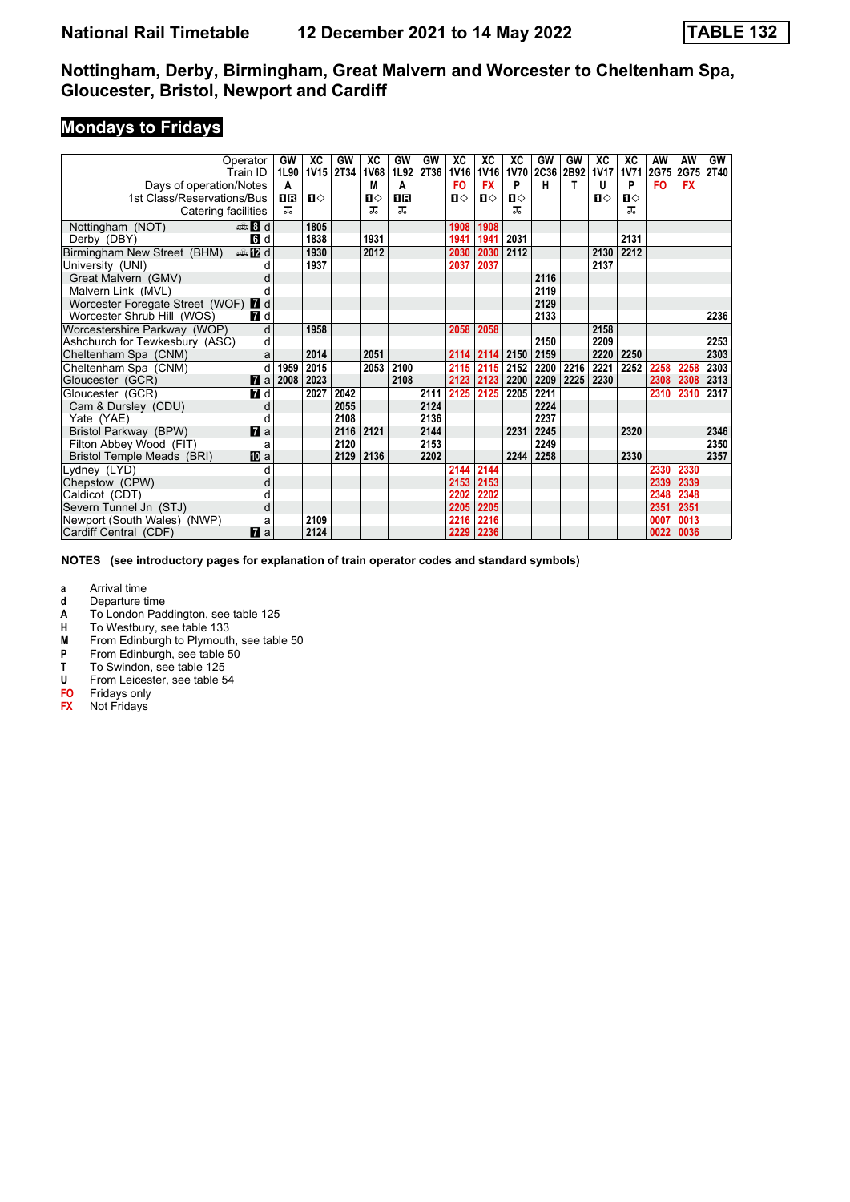# National Rail Timetable 12 December 2021 to 14 May 2022 TABLE 132

## Nottingham, Derby, Birmingham, Great Malvern and Worcester to Cheltenham Spa, Gloucester, Bristol, Newport and Cardiff

## Mondays to Fridays

| Operator | | GW | XC | GW | XC | GW | GW | XC | XC | XC | GW | GW | XC | XC | AW | AW | GW |
|---|---|---|---|---|---|---|---|---|---|---|---|---|---|---|---|---|---|
| Train ID | | 1L90 | 1V15 | 2T34 | 1V68 | 1L92 | 2T36 | 1V16 | 1V16 | 1V70 | 2C36 | 2B92 | 1V17 | 1V71 | 2G75 | 2G75 | 2T40 |
| Days of operation/Notes | | A | | | M | A | | FO | FX | P | H | T | U | P | FO | FX | |
| 1st Class/Reservations/Bus | | 1R | 1◇ | | 1◇ | 1R | | 1◇ | 1◇ | 1◇ | | | 1◇ | 1◇ | | | |
| Catering facilities | | | | | | | | | | | | | | | | | |
| Nottingham (NOT) | 8 d | | 1805 | | | | | 1908 | 1908 | | | | | | | | |
| Derby (DBY) | 6 d | | 1838 | | 1931 | | | 1941 | 1941 | 2031 | | | | 2131 | | | |
| Birmingham New Street (BHM) | 12 d | | 1930 | | 2012 | | | 2030 | 2030 | 2112 | | | 2130 | 2212 | | | |
| University (UNI) | d | | 1937 | | | | | 2037 | 2037 | | | | 2137 | | | | |
| Great Malvern (GMV) | d | | | | | | | | | | 2116 | | | | | | |
| Malvern Link (MVL) | d | | | | | | | | | | 2119 | | | | | | |
| Worcester Foregate Street (WOF) | 7 d | | | | | | | | | | 2129 | | | | | | |
| Worcester Shrub Hill (WOS) | 7 d | | | | | | | | | | 2133 | | | | | | 2236 |
| Worcestershire Parkway (WOP) | d | | 1958 | | | | | 2058 | 2058 | | | | 2158 | | | | |
| Ashchurch for Tewkesbury (ASC) | d | | | | | | | | | | 2150 | | 2209 | | | | 2253 |
| Cheltenham Spa (CNM) | a | | 2014 | | 2051 | | | 2114 | 2114 | 2150 | 2159 | | 2220 | 2250 | | | 2303 |
| Cheltenham Spa (CNM) | d | 1959 | 2015 | | 2053 | 2100 | | 2115 | 2115 | 2152 | 2200 | 2216 | 2221 | 2252 | 2258 | 2258 | 2303 |
| Gloucester (GCR) | 7 a | 2008 | 2023 | | | 2108 | | 2123 | 2123 | 2200 | 2209 | 2225 | 2230 | | 2308 | 2308 | 2313 |
| Gloucester (GCR) | 7 d | | 2027 | 2042 | | | 2111 | 2125 | 2125 | 2205 | 2211 | | | | 2310 | 2310 | 2317 |
| Cam & Dursley (CDU) | d | | | 2055 | | | 2124 | | | | 2224 | | | | | | |
| Yate (YAE) | d | | | 2108 | | | 2136 | | | | 2237 | | | | | | |
| Bristol Parkway (BPW) | 7 a | | | 2116 | 2121 | | 2144 | | | 2231 | 2245 | | | 2320 | | | 2346 |
| Filton Abbey Wood (FIT) | a | | | 2120 | | | 2153 | | | | 2249 | | | | | | 2350 |
| Bristol Temple Meads (BRI) | 10 a | | | 2129 | 2136 | | 2202 | | | 2244 | 2258 | | | 2330 | | | 2357 |
| Lydney (LYD) | d | | | | | | | 2144 | 2144 | | | | | | 2330 | 2330 | |
| Chepstow (CPW) | d | | | | | | | 2153 | 2153 | | | | | | 2339 | 2339 | |
| Caldicot (CDT) | d | | | | | | | 2202 | 2202 | | | | | | 2348 | 2348 | |
| Severn Tunnel Jn (STJ) | d | | | | | | | 2205 | 2205 | | | | | | 2351 | 2351 | |
| Newport (South Wales) (NWP) | a | | 2109 | | | | | 2216 | 2216 | | | | | | 0007 | 0013 | |
| Cardiff Central (CDF) | 7 a | | 2124 | | | | | 2229 | 2236 | | | | | | 0022 | 0036 | |

**NOTES (see introductory pages for explanation of train operator codes and standard symbols)**

- **a** Arrival time
- **d** Departure time
- **A** To London Paddington, see table 125
- **H** To Westbury, see table 133
- **M** From Edinburgh to Plymouth, see table 50
- **P** From Edinburgh, see table 50
- **T** To Swindon, see table 125
- **U** From Leicester, see table 54
- **FO** Fridays only
- **FX** Not Fridays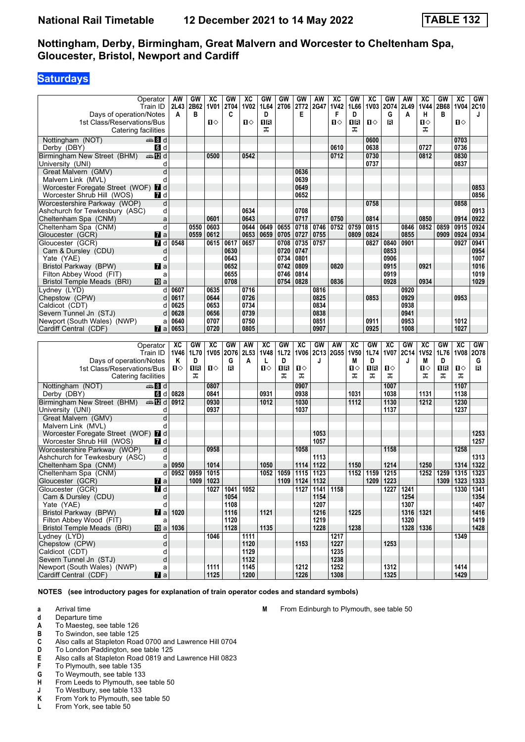# National Rail Timetable — 12 December 2021 to 14 May 2022 — TABLE 132

## Nottingham, Derby, Birmingham, Great Malvern and Worcester to Cheltenham Spa, Gloucester, Bristol, Newport and Cardiff

### Saturdays

| Operator | | AW | GW | XC | GW | XC | GW | GW | GW | AW | XC | GW | XC | GW | AW | XC | GW | XC | GW |
|---|---|---|---|---|---|---|---|---|---|---|---|---|---|---|---|---|---|---|---|
| Train ID | | 2L43 | 2B62 | 1V01 | 2T04 | 1V02 | 1L64 | 2T06 | 2T72 | 2G47 | 1V42 | 1L66 | 1V03 | 2O74 | 2L49 | 1V44 | 2B68 | 1V04 | 2C10 |
| Days of operation/Notes | | A | B | | C | | D | | E | | F | D | | G | A | H | B | | J |
| 1st Class/Reservations/Bus | | | | ■◇ | | ■◇ | ■R | | | | ■◇ | ■R | ■◇ | R | | ■◇ | | ■◇ | |
| Catering facilities | | | | | | | ᴪ | | | | | ᴪ | | | | ᴪ | | | |
| Nottingham (NOT) 8 | d | | | | | | | | | | | | 0600 | | | | | 0703 | |
| Derby (DBY) 6 | d | | | | | | | | | | 0610 | | 0638 | | | 0727 | | 0736 | |
| Birmingham New Street (BHM) 12 | d | | | 0500 | | 0542 | | | | | 0712 | | 0730 | | | 0812 | | 0830 | |
| University (UNI) | d | | | | | | | | | | | | 0737 | | | | | 0837 | |
| Great Malvern (GMV) | d | | | | | | | | 0636 | | | | | | | | | | |
| Malvern Link (MVL) | d | | | | | | | | 0639 | | | | | | | | | | |
| Worcester Foregate Street (WOF) 7 | d | | | | | | | | 0649 | | | | | | | | | | 0853 |
| Worcester Shrub Hill (WOS) 7 | d | | | | | | | | 0652 | | | | | | | | | | 0856 |
| Worcestershire Parkway (WOP) | d | | | | | | | | | | | | 0758 | | | | | 0858 | |
| Ashchurch for Tewkesbury (ASC) | d | | | | | 0634 | | | 0708 | | | | | | | | | | 0913 |
| Cheltenham Spa (CNM) | a | | | 0601 | | 0643 | | | 0717 | | 0750 | | 0814 | | | 0850 | | 0914 | 0922 |
| Cheltenham Spa (CNM) | d | | 0550 | 0603 | | 0644 | 0649 | 0655 | 0718 | 0746 | 0752 | 0759 | 0815 | | 0846 | 0852 | 0859 | 0915 | 0924 |
| Gloucester (GCR) 7 | a | | 0559 | 0612 | | 0653 | 0659 | 0705 | 0727 | 0755 | | 0809 | 0824 | | 0855 | | 0909 | 0924 | 0934 |
| Gloucester (GCR) 7 | d | 0548 | | 0615 | 0617 | 0657 | | 0708 | 0735 | 0757 | | | 0827 | 0840 | 0901 | | | 0927 | 0941 |
| Cam & Dursley (CDU) | d | | | | 0630 | | | 0720 | 0747 | | | | | 0853 | | | | | 0954 |
| Yate (YAE) | d | | | | 0643 | | | 0734 | 0801 | | | | | 0906 | | | | | 1007 |
| Bristol Parkway (BPW) 7 | a | | | | 0652 | | | 0742 | 0809 | | 0820 | | | 0915 | | 0921 | | | 1016 |
| Filton Abbey Wood (FIT) | a | | | | 0655 | | | 0746 | 0814 | | | | | 0919 | | | | | 1019 |
| Bristol Temple Meads (BRI) 10 | a | | | | 0708 | | | 0754 | 0828 | | 0836 | | | 0928 | | 0934 | | | 1029 |
| Lydney (LYD) | d | 0607 | | 0635 | | 0716 | | | | 0816 | | | | | 0920 | | | | |
| Chepstow (CPW) | d | 0617 | | 0644 | | 0726 | | | | 0825 | | | 0853 | | 0929 | | | 0953 | |
| Caldicot (CDT) | d | 0625 | | 0653 | | 0734 | | | | 0834 | | | | | 0938 | | | | |
| Severn Tunnel Jn (STJ) | d | 0628 | | 0656 | | 0739 | | | | 0838 | | | | | 0941 | | | | |
| Newport (South Wales) (NWP) | a | 0640 | | 0707 | | 0750 | | | | 0851 | | | 0911 | | 0953 | | | 1012 | |
| Cardiff Central (CDF) 7 | a | 0653 | | 0720 | | 0805 | | | | 0907 | | | 0925 | | 1008 | | | 1027 | |

| Operator | | XC | GW | XC | GW | AW | XC | GW | XC | GW | AW | XC | GW | XC | GW | XC | GW | XC | GW |
|---|---|---|---|---|---|---|---|---|---|---|---|---|---|---|---|---|---|---|---|
| Train ID | | 1V46 | 1L70 | 1V05 | 2O76 | 2L53 | 1V48 | 1L72 | 1V06 | 2C13 | 2G55 | 1V50 | 1L74 | 1V07 | 2C14 | 1V52 | 1L76 | 1V08 | 2O78 |
| Days of operation/Notes | | K | D | | G | A | L | D | | J | | M | D | | J | M | D | | G |
| 1st Class/Reservations/Bus | | ■◇ | ■R | ■◇ | R | | ■◇ | ■R | ■◇ | | | ■◇ | ■R | ■◇ | | ■◇ | ■R | ■◇ | R |
| Catering facilities | | | ᴪ | | | | | ᴪ | ᴪ | | | ᴪ | ᴪ | ᴪ | | ᴪ | ᴪ | ᴪ | |
| Nottingham (NOT) 8 | d | | | 0807 | | | | | 0907 | | | | | 1007 | | | | 1107 | |
| Derby (DBY) 6 | d | 0828 | | 0841 | | | 0931 | | 0938 | | | 1031 | | 1038 | | 1131 | | 1138 | |
| Birmingham New Street (BHM) 12 | d | 0912 | | 0930 | | | 1012 | | 1030 | | | 1112 | | 1130 | | 1212 | | 1230 | |
| University (UNI) | d | | | 0937 | | | | | 1037 | | | | | 1137 | | | | 1237 | |
| Great Malvern (GMV) | d | | | | | | | | | | | | | | | | | | |
| Malvern Link (MVL) | d | | | | | | | | | | | | | | | | | | |
| Worcester Foregate Street (WOF) 7 | d | | | | | | | | | 1053 | | | | | | | | | 1253 |
| Worcester Shrub Hill (WOS) 7 | d | | | | | | | | | 1057 | | | | | | | | | 1257 |
| Worcestershire Parkway (WOP) | d | | | 0958 | | | | | 1058 | | | | | 1158 | | | | 1258 | |
| Ashchurch for Tewkesbury (ASC) | d | | | | | | | | | 1113 | | | | | | | | | 1313 |
| Cheltenham Spa (CNM) | a | 0950 | | 1014 | | | 1050 | | 1114 | 1122 | | 1150 | | 1214 | | 1250 | | 1314 | 1322 |
| Cheltenham Spa (CNM) | d | 0952 | 0959 | 1015 | | | 1052 | 1059 | 1115 | 1123 | | 1152 | 1159 | 1215 | | 1252 | 1259 | 1315 | 1323 |
| Gloucester (GCR) 7 | a | | 1009 | 1023 | | | | 1109 | 1124 | 1132 | | | 1209 | 1223 | | | 1309 | 1323 | 1333 |
| Gloucester (GCR) 7 | d | | | 1027 | 1041 | 1052 | | | 1127 | 1141 | 1158 | | | 1227 | 1241 | | | 1330 | 1341 |
| Cam & Dursley (CDU) | d | | | | 1054 | | | | | 1154 | | | | | 1254 | | | | 1354 |
| Yate (YAE) | d | | | | 1108 | | | | | 1207 | | | | | 1307 | | | | 1407 |
| Bristol Parkway (BPW) 7 | a | 1020 | | | 1116 | | 1121 | | | 1216 | | 1225 | | | 1316 | 1321 | | | 1416 |
| Filton Abbey Wood (FIT) | a | | | | 1120 | | | | | 1219 | | | | | 1320 | | | | 1419 |
| Bristol Temple Meads (BRI) 10 | a | 1036 | | | 1128 | | 1135 | | | 1228 | | 1238 | | | 1328 | 1336 | | | 1428 |
| Lydney (LYD) | d | | | 1046 | | 1111 | | | | | 1217 | | | | | | | 1349 | |
| Chepstow (CPW) | d | | | | | 1120 | | | 1153 | | 1227 | | | 1253 | | | | | |
| Caldicot (CDT) | d | | | | | 1129 | | | | | 1235 | | | | | | | | |
| Severn Tunnel Jn (STJ) | d | | | | | 1132 | | | | | 1238 | | | | | | | | |
| Newport (South Wales) (NWP) | a | | | 1111 | | 1145 | | | 1212 | | 1252 | | | 1312 | | | | 1414 | |
| Cardiff Central (CDF) 7 | a | | | 1125 | | 1200 | | | 1226 | | 1308 | | | 1325 | | | | 1429 | |

**NOTES (see introductory pages for explanation of train operator codes and standard symbols)**

- **a** Arrival time
- **d** Departure time
- **A** To Maesteg, see table 126
- **B** To Swindon, see table 125
- **C** Also calls at Stapleton Road 0700 and Lawrence Hill 0704
- **D** To London Paddington, see table 125
- **E** Also calls at Stapleton Road 0819 and Lawrence Hill 0823
- **F** To Plymouth, see table 135
- **G** To Weymouth, see table 133
- **H** From Leeds to Plymouth, see table 50
- **J** To Westbury, see table 133
- **K** From York to Plymouth, see table 50
- **L** From York, see table 50
- **M** From Edinburgh to Plymouth, see table 50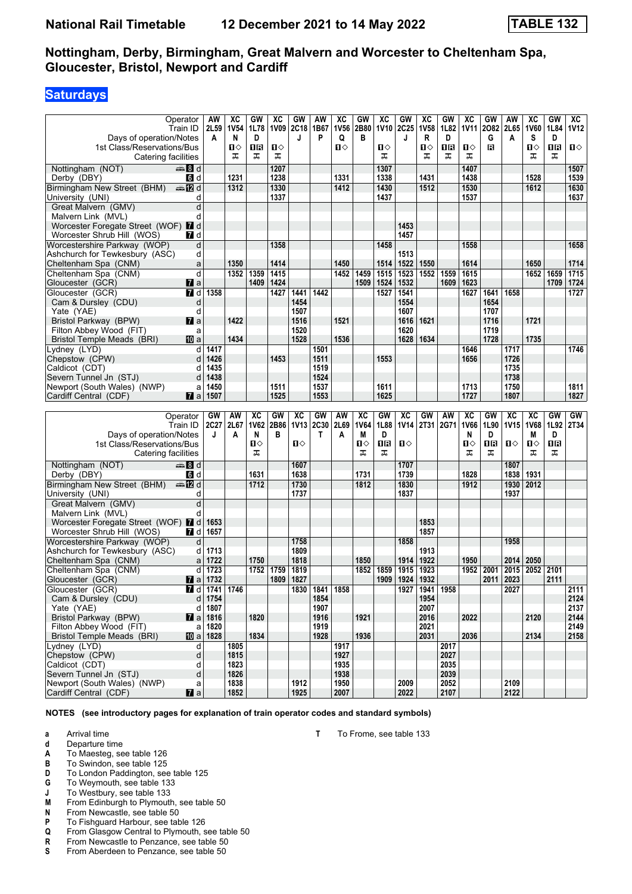# National Rail Timetable — 12 December 2021 to 14 May 2022 — TABLE 132

## Nottingham, Derby, Birmingham, Great Malvern and Worcester to Cheltenham Spa, Gloucester, Bristol, Newport and Cardiff

### Saturdays

| Operator | | AW | XC | GW | XC | GW | AW | XC | GW | XC | GW | XC | GW | XC | GW | AW | XC | GW | XC |
|---|---|---|---|---|---|---|---|---|---|---|---|---|---|---|---|---|---|---|---|
| Train ID | | 2L59 | 1V54 | 1L78 | 1V09 | 2C18 | 1B67 | 1V56 | 2B80 | 1V10 | 2C25 | 1V58 | 1L82 | 1V11 | 2O82 | 2L65 | 1V60 | 1L84 | 1V12 |
| Days of operation/Notes | | A | N | D | | J | P | Q | B | | J | R | D | | G | A | S | D | |
| 1st Class/Reservations/Bus | | | 1◇ | 1R | 1◇ | | | 1◇ | | 1◇ | | 1◇ | 1R | 1◇ | R | | 1◇ | 1R | 1◇ |
| Catering facilities | | | 🍴 | 🍴 | 🍴 | | | | | 🍴 | | 🍴 | 🍴 | 🍴 | | | 🍴 | 🍴 | |
| Nottingham (NOT) 8 | d | | | | 1207 | | | | | 1307 | | | | 1407 | | | | | 1507 |
| Derby (DBY) 6 | d | | 1231 | | 1238 | | | 1331 | | 1338 | | 1431 | | 1438 | | | 1528 | | 1539 |
| Birmingham New Street (BHM) 12 | d | | 1312 | | 1330 | | | 1412 | | 1430 | | 1512 | | 1530 | | | 1612 | | 1630 |
| University (UNI) | d | | | | 1337 | | | | | 1437 | | | | 1537 | | | | | 1637 |
| Great Malvern (GMV) | d | | | | | | | | | | | | | | | | | | |
| Malvern Link (MVL) | d | | | | | | | | | | | | | | | | | | |
| Worcester Foregate Street (WOF) 7 | d | | | | | | | | | | 1453 | | | | | | | | |
| Worcester Shrub Hill (WOS) 7 | d | | | | | | | | | | 1457 | | | | | | | | |
| Worcestershire Parkway (WOP) | d | | | | 1358 | | | | | 1458 | | | | 1558 | | | | | 1658 |
| Ashchurch for Tewkesbury (ASC) | d | | | | | | | | | | 1513 | | | | | | | | |
| Cheltenham Spa (CNM) | a | | 1350 | | 1414 | | | 1450 | | 1514 | 1522 | 1550 | | 1614 | | | 1650 | | 1714 |
| Cheltenham Spa (CNM) | d | | 1352 | 1359 | 1415 | | | 1452 | 1459 | 1515 | 1523 | 1552 | 1559 | 1615 | | | 1652 | 1659 | 1715 |
| Gloucester (GCR) 7 | a | | | 1409 | 1424 | | | | 1509 | 1524 | 1532 | | 1609 | 1623 | | | | 1709 | 1724 |
| Gloucester (GCR) 7 | d | 1358 | | | 1427 | 1441 | 1442 | | | 1527 | 1541 | | | 1627 | 1641 | 1658 | | | 1727 |
| Cam & Dursley (CDU) | d | | | | | 1454 | | | | | 1554 | | | | 1654 | | | | |
| Yate (YAE) | d | | | | | 1507 | | | | | 1607 | | | | 1707 | | | | |
| Bristol Parkway (BPW) 7 | a | | 1422 | | | 1516 | | 1521 | | | 1616 | 1621 | | | 1716 | | 1721 | | |
| Filton Abbey Wood (FIT) | a | | | | | 1520 | | | | | 1620 | | | | 1719 | | | | |
| Bristol Temple Meads (BRI) 10 | a | | 1434 | | | 1528 | | 1536 | | | 1628 | 1634 | | | 1728 | | 1735 | | |
| Lydney (LYD) | d | 1417 | | | | | 1501 | | | | | | | 1646 | | 1717 | | | 1746 |
| Chepstow (CPW) | d | 1426 | | | 1453 | | 1511 | | | 1553 | | | | 1656 | | 1726 | | | |
| Caldicot (CDT) | d | 1435 | | | | | 1519 | | | | | | | | | 1735 | | | |
| Severn Tunnel Jn (STJ) | d | 1438 | | | | | 1524 | | | | | | | | | 1738 | | | |
| Newport (South Wales) (NWP) | a | 1450 | | | 1511 | | 1537 | | | 1611 | | | | 1713 | | 1750 | | | 1811 |
| Cardiff Central (CDF) 7 | a | 1507 | | | 1525 | | 1553 | | | 1625 | | | | 1727 | | 1807 | | | 1827 |

| Operator | | GW | AW | XC | GW | XC | GW | AW | XC | GW | XC | GW | AW | XC | GW | XC | XC | GW | GW |
|---|---|---|---|---|---|---|---|---|---|---|---|---|---|---|---|---|---|---|---|
| Train ID | | 2C27 | 2L67 | 1V62 | 2B86 | 1V13 | 2C30 | 2L69 | 1V64 | 1L88 | 1V14 | 2T31 | 2G71 | 1V66 | 1L90 | 1V15 | 1V68 | 1L92 | 2T34 |
| Days of operation/Notes | | J | A | N | B | | T | A | M | D | | | | N | D | | M | D | |
| 1st Class/Reservations/Bus | | | | 1◇ | | 1◇ | | | 1◇ | 1R | 1◇ | | | 1◇ | 1R | 1◇ | 1◇ | 1R | |
| Catering facilities | | | | 🍴 | | | | | 🍴 | 🍴 | | | | 🍴 | 🍴 | | 🍴 | 🍴 | |
| Nottingham (NOT) 8 | d | | | | | 1607 | | | | | 1707 | | | | | 1807 | | | |
| Derby (DBY) 6 | d | | | 1631 | | 1638 | | | 1731 | | 1739 | | | 1828 | | 1838 | 1931 | | |
| Birmingham New Street (BHM) 12 | d | | | 1712 | | 1730 | | | 1812 | | 1830 | | | 1912 | | 1930 | 2012 | | |
| University (UNI) | d | | | | | 1737 | | | | | 1837 | | | | | 1937 | | | |
| Great Malvern (GMV) | d | | | | | | | | | | | | | | | | | | |
| Malvern Link (MVL) | d | | | | | | | | | | | | | | | | | | |
| Worcester Foregate Street (WOF) 7 | d | 1653 | | | | | | | | | | 1853 | | | | | | | |
| Worcester Shrub Hill (WOS) 7 | d | 1657 | | | | | | | | | | 1857 | | | | | | | |
| Worcestershire Parkway (WOP) | d | | | | | 1758 | | | | | 1858 | | | | | 1958 | | | |
| Ashchurch for Tewkesbury (ASC) | d | 1713 | | | | 1809 | | | | | | 1913 | | | | | | | |
| Cheltenham Spa (CNM) | a | 1722 | | 1750 | | 1818 | | | 1850 | | 1914 | 1922 | | 1950 | | 2014 | 2050 | | |
| Cheltenham Spa (CNM) | d | 1723 | | 1752 | 1759 | 1819 | | | 1852 | 1859 | 1915 | 1923 | | 1952 | 2001 | 2015 | 2052 | 2101 | |
| Gloucester (GCR) 7 | a | 1732 | | | 1809 | 1827 | | | | 1909 | 1924 | 1932 | | | 2011 | 2023 | | 2111 | |
| Gloucester (GCR) 7 | d | 1741 | 1746 | | | 1830 | 1841 | 1858 | | | 1927 | 1941 | 1958 | | | 2027 | | | 2111 |
| Cam & Dursley (CDU) | d | 1754 | | | | | 1854 | | | | | 1954 | | | | | | | 2124 |
| Yate (YAE) | d | 1807 | | | | | 1907 | | | | | 2007 | | | | | | | 2137 |
| Bristol Parkway (BPW) 7 | a | 1816 | | 1820 | | | 1916 | | 1921 | | | 2016 | | 2022 | | | 2120 | | 2144 |
| Filton Abbey Wood (FIT) | a | 1820 | | | | | 1919 | | | | | 2021 | | | | | | | 2149 |
| Bristol Temple Meads (BRI) 10 | a | 1828 | | 1834 | | | 1928 | | 1936 | | | 2031 | | 2036 | | | 2134 | | 2158 |
| Lydney (LYD) | d | | 1805 | | | | | 1917 | | | | | 2017 | | | | | | |
| Chepstow (CPW) | d | | 1815 | | | | | 1927 | | | | | 2027 | | | | | | |
| Caldicot (CDT) | d | | 1823 | | | | | 1935 | | | | | 2035 | | | | | | |
| Severn Tunnel Jn (STJ) | d | | 1826 | | | | | 1938 | | | | | 2039 | | | | | | |
| Newport (South Wales) (NWP) | a | | 1838 | | | 1912 | | 1950 | | | 2009 | | 2052 | | | 2109 | | | |
| Cardiff Central (CDF) 7 | a | | 1852 | | | 1925 | | 2007 | | | 2022 | | 2107 | | | 2122 | | | |

**NOTES (see introductory pages for explanation of train operator codes and standard symbols)**

- **a** Arrival time
- **d** Departure time
- **A** To Maesteg, see table 126
- **B** To Swindon, see table 125
- **D** To London Paddington, see table 125
- **G** To Weymouth, see table 133
- **J** To Westbury, see table 133
- **M** From Edinburgh to Plymouth, see table 50
- **N** From Newcastle, see table 50
- **P** To Fishguard Harbour, see table 126
- **Q** From Glasgow Central to Plymouth, see table 50
- **R** From Newcastle to Penzance, see table 50
- **S** From Aberdeen to Penzance, see table 50
- **T** To Frome, see table 133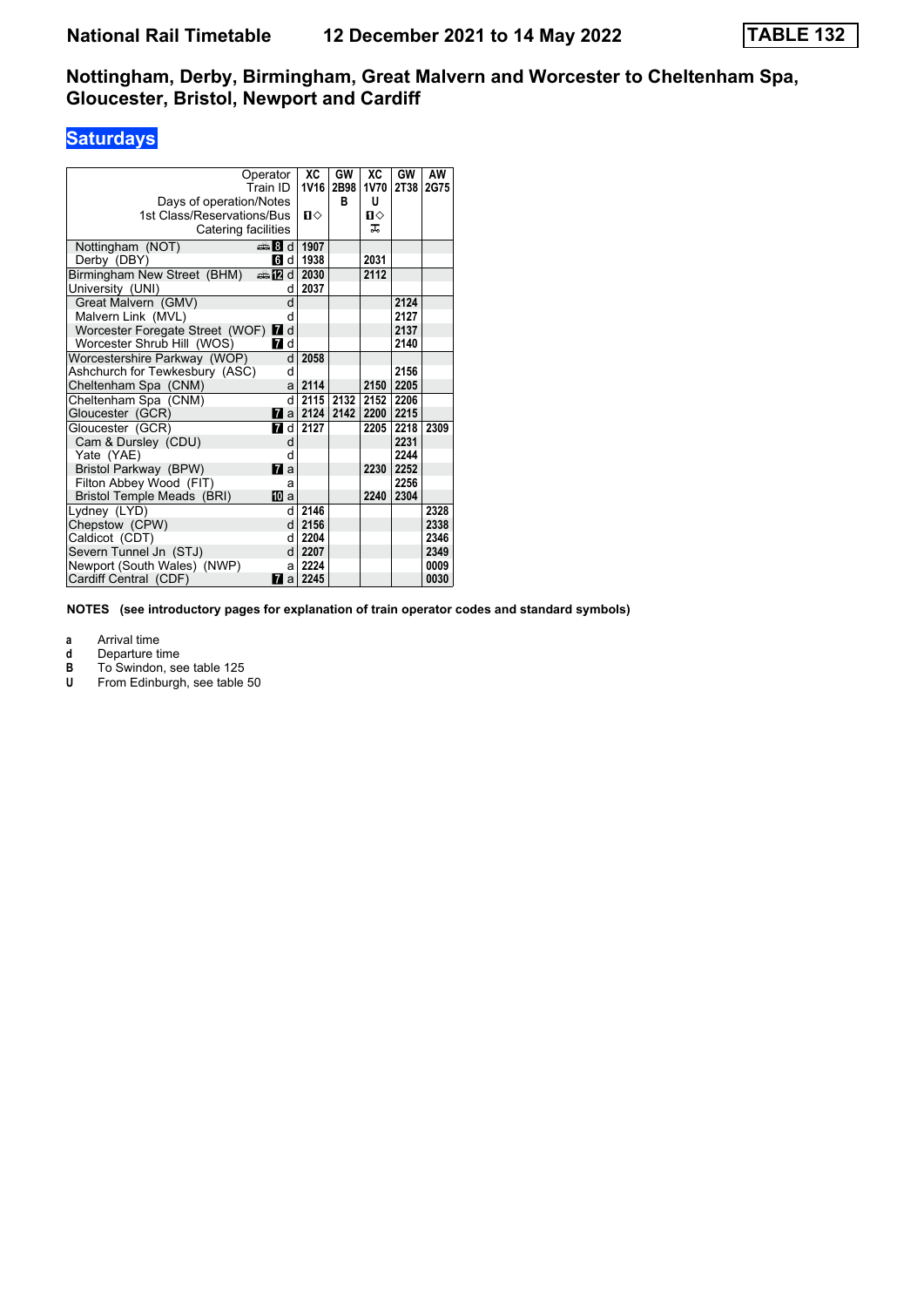# National Rail Timetable 12 December 2021 to 14 May 2022

**TABLE 132**

## Nottingham, Derby, Birmingham, Great Malvern and Worcester to Cheltenham Spa, Gloucester, Bristol, Newport and Cardiff

### Saturdays

| Operator | | XC | GW | XC | GW | AW |
|---|---|---|---|---|---|---|
| Train ID | | 1V16 | 2B98 | 1V70 | 2T38 | 2G75 |
| Days of operation/Notes | | | B | U | | |
| 1st Class/Reservations/Bus | | 1◇ | | 1◇ | | |
| Catering facilities | | | | ⚒ | | |
| Nottingham (NOT) 8 | d | 1907 | | | | |
| Derby (DBY) 6 | d | 1938 | | 2031 | | |
| Birmingham New Street (BHM) 12 | d | 2030 | | 2112 | | |
| University (UNI) | d | 2037 | | | | |
| Great Malvern (GMV) | d | | | | 2124 | |
| Malvern Link (MVL) | d | | | | 2127 | |
| Worcester Foregate Street (WOF) 7 | d | | | | 2137 | |
| Worcester Shrub Hill (WOS) 7 | d | | | | 2140 | |
| Worcestershire Parkway (WOP) | d | 2058 | | | | |
| Ashchurch for Tewkesbury (ASC) | d | | | | 2156 | |
| Cheltenham Spa (CNM) | a | 2114 | | 2150 | 2205 | |
| Cheltenham Spa (CNM) | d | 2115 | 2132 | 2152 | 2206 | |
| Gloucester (GCR) 7 | a | 2124 | 2142 | 2200 | 2215 | |
| Gloucester (GCR) 7 | d | 2127 | | 2205 | 2218 | 2309 |
| Cam & Dursley (CDU) | d | | | | 2231 | |
| Yate (YAE) | d | | | | 2244 | |
| Bristol Parkway (BPW) 7 | a | | | 2230 | 2252 | |
| Filton Abbey Wood (FIT) | a | | | | 2256 | |
| Bristol Temple Meads (BRI) 10 | a | | | 2240 | 2304 | |
| Lydney (LYD) | d | 2146 | | | | 2328 |
| Chepstow (CPW) | d | 2156 | | | | 2338 |
| Caldicot (CDT) | d | 2204 | | | | 2346 |
| Severn Tunnel Jn (STJ) | d | 2207 | | | | 2349 |
| Newport (South Wales) (NWP) | a | 2224 | | | | 0009 |
| Cardiff Central (CDF) 7 | a | 2245 | | | | 0030 |

**NOTES (see introductory pages for explanation of train operator codes and standard symbols)**

- **a** Arrival time
- **d** Departure time
- **B** To Swindon, see table 125
- **U** From Edinburgh, see table 50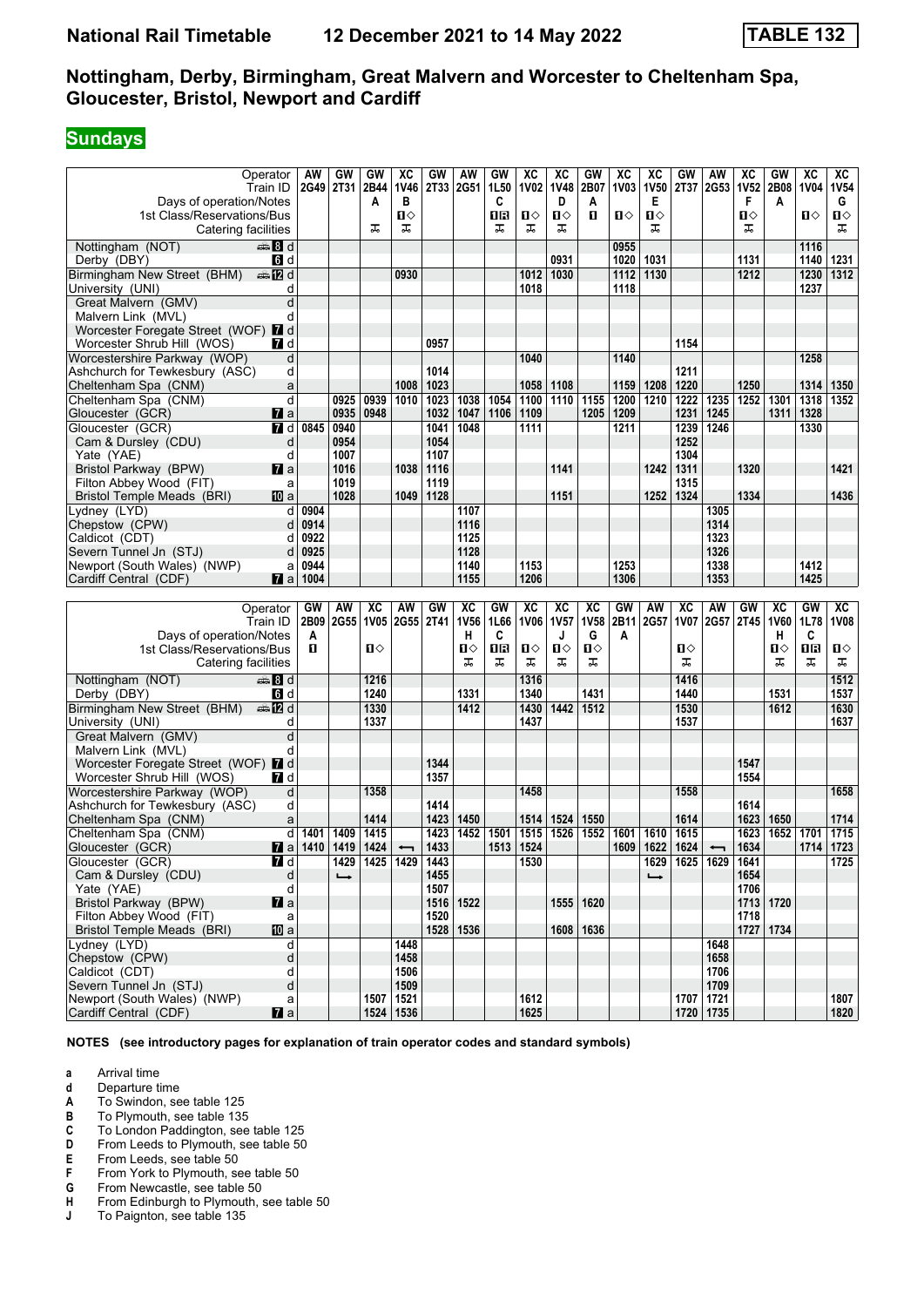# Nottingham, Derby, Birmingham, Great Malvern and Worcester to Cheltenham Spa, Gloucester, Bristol, Newport and Cardiff

## Sundays

| Operator | | AW | GW | GW | XC | GW | AW | GW | XC | XC | GW | XC | XC | GW | AW | XC | GW | XC | XC |
|---|---|---|---|---|---|---|---|---|---|---|---|---|---|---|---|---|---|---|---|
| Train ID | | 2G49 | 2T31 | 2B44 | 1V46 | 2T33 | 2G51 | 1L50 | 1V02 | 1V48 | 2B07 | 1V03 | 1V50 | 2T37 | 2G53 | 1V52 | 2B08 | 1V04 | 1V54 |
| Days of operation/Notes | | | | A | B | | | C | | D | A | | E | | | F | A | | G |
| 1st Class/Reservations/Bus | | | | | 1◇ | | | 1R | 1◇ | 1◇ | 1 | 1◇ | 1◇ | | | 1◇ | | 1◇ | 1◇ |
| Catering facilities | | | | ⊼ | ⊼ | | | ⊼ | ⊼ | ⊼ | | | ⊼ | | | ⊼ | | | ⊼ |
| Nottingham (NOT) | d | | | | | | | | | | | 0955 | | | | | | 1116 | |
| Derby (DBY) | d | | | | | | | | | 0931 | | 1020 | 1031 | | | 1131 | | 1140 | 1231 |
| Birmingham New Street (BHM) | d | | | | 0930 | | | | 1012 | 1030 | | 1112 | 1130 | | | 1212 | | 1230 | 1312 |
| University (UNI) | d | | | | | | | | 1018 | | | 1118 | | | | | | 1237 | |
| Great Malvern (GMV) | d | | | | | | | | | | | | | | | | | | |
| Malvern Link (MVL) | d | | | | | | | | | | | | | | | | | | |
| Worcester Foregate Street (WOF) | d | | | | | | | | | | | | | | | | | | |
| Worcester Shrub Hill (WOS) | d | | | | | 0957 | | | | | | | | 1154 | | | | | |
| Worcestershire Parkway (WOP) | d | | | | | | | | 1040 | | | 1140 | | | | | | 1258 | |
| Ashchurch for Tewkesbury (ASC) | d | | | | | 1014 | | | | | | | | 1211 | | | | | |
| Cheltenham Spa (CNM) | a | | | | 1008 | 1023 | | | 1058 | 1108 | | 1159 | 1208 | 1220 | | 1250 | | 1314 | 1350 |
| Cheltenham Spa (CNM) | d | | 0925 | 0939 | 1010 | 1023 | 1038 | 1054 | 1100 | 1110 | 1155 | 1200 | 1210 | 1222 | 1235 | 1252 | 1301 | 1318 | 1352 |
| Gloucester (GCR) | a | | 0935 | 0948 | | 1032 | 1047 | 1106 | 1109 | | 1205 | 1209 | | 1231 | 1245 | | 1311 | 1328 | |
| Gloucester (GCR) | d | 0845 | 0940 | | | 1041 | 1048 | | 1111 | | | 1211 | | 1239 | 1246 | | | 1330 | |
| Cam & Dursley (CDU) | d | | 0954 | | | 1054 | | | | | | | | 1252 | | | | | |
| Yate (YAE) | d | | 1007 | | | 1107 | | | | | | | | 1304 | | | | | |
| Bristol Parkway (BPW) | a | | 1016 | | 1038 | 1116 | | | | 1141 | | | 1242 | 1311 | | 1320 | | | 1421 |
| Filton Abbey Wood (FIT) | a | | 1019 | | | 1119 | | | | | | | | 1315 | | | | | |
| Bristol Temple Meads (BRI) | a | | 1028 | | 1049 | 1128 | | | | 1151 | | | 1252 | 1324 | | 1334 | | | 1436 |
| Lydney (LYD) | d | 0904 | | | | | 1107 | | | | | | | | 1305 | | | | |
| Chepstow (CPW) | d | 0914 | | | | | 1116 | | | | | | | | 1314 | | | | |
| Caldicot (CDT) | d | 0922 | | | | | 1125 | | | | | | | | 1323 | | | | |
| Severn Tunnel Jn (STJ) | d | 0925 | | | | | 1128 | | | | | | | | 1326 | | | | |
| Newport (South Wales) (NWP) | a | 0944 | | | | | 1140 | | 1153 | | | 1253 | | | 1338 | | | 1412 | |
| Cardiff Central (CDF) | a | 1004 | | | | | 1155 | | 1206 | | | 1306 | | | 1353 | | | 1425 | |

| Operator | | GW | AW | XC | AW | GW | XC | GW | XC | XC | XC | GW | AW | XC | AW | GW | XC | GW | XC |
|---|---|---|---|---|---|---|---|---|---|---|---|---|---|---|---|---|---|---|---|
| Train ID | | 2B09 | 2G55 | 1V05 | 2G55 | 2T41 | 1V56 | 1L66 | 1V06 | 1V57 | 1V58 | 2B11 | 2G57 | 1V07 | 2G57 | 2T45 | 1V60 | 1L78 | 1V08 |
| Days of operation/Notes | | A | | | | | H | C | | J | G | A | | | | | H | C | |
| 1st Class/Reservations/Bus | | 1 | | 1◇ | | | 1◇ | 1R | 1◇ | 1◇ | 1◇ | | | 1◇ | | | 1◇ | 1R | 1◇ |
| Catering facilities | | | | | | | ⊼ | ⊼ | ⊼ | ⊼ | ⊼ | | | ⊼ | | | ⊼ | ⊼ | ⊼ |
| Nottingham (NOT) | d | | | 1216 | | | | | 1316 | | | | | 1416 | | | | | 1512 |
| Derby (DBY) | d | | | 1240 | | | 1331 | | 1340 | | 1431 | | | 1440 | | | 1531 | | 1537 |
| Birmingham New Street (BHM) | d | | | 1330 | | | 1412 | | 1430 | 1442 | 1512 | | | 1530 | | | 1612 | | 1630 |
| University (UNI) | d | | | 1337 | | | | | 1437 | | | | | 1537 | | | | | 1637 |
| Great Malvern (GMV) | d | | | | | | | | | | | | | | | | | | |
| Malvern Link (MVL) | d | | | | | | | | | | | | | | | | | | |
| Worcester Foregate Street (WOF) | d | | | | | 1344 | | | | | | | | | | 1547 | | | |
| Worcester Shrub Hill (WOS) | d | | | | | 1357 | | | | | | | | | | 1554 | | | |
| Worcestershire Parkway (WOP) | d | | | 1358 | | | | | 1458 | | | | | 1558 | | | | | 1658 |
| Ashchurch for Tewkesbury (ASC) | d | | | | | 1414 | | | | | | | | | | 1614 | | | |
| Cheltenham Spa (CNM) | a | | | 1414 | | 1423 | 1450 | | 1514 | 1524 | 1550 | | | 1614 | | 1623 | 1650 | | 1714 |
| Cheltenham Spa (CNM) | d | 1401 | 1409 | 1415 | | 1423 | 1452 | 1501 | 1515 | 1526 | 1552 | 1601 | 1610 | 1615 | | 1623 | 1652 | 1701 | 1715 |
| Gloucester (GCR) | a | 1410 | 1419 | 1424 | ← | 1433 | | 1513 | 1524 | | | 1609 | 1622 | 1624 | ← | 1634 | | 1714 | 1723 |
| Gloucester (GCR) | d | | 1429 | 1425 | 1429 | 1443 | | | 1530 | | | | 1629 | 1625 | 1629 | 1641 | | | 1725 |
| Cam & Dursley (CDU) | d | | ↳ | | | 1455 | | | | | | | ↳ | | | 1654 | | | |
| Yate (YAE) | d | | | | | 1507 | | | | | | | | | | 1706 | | | |
| Bristol Parkway (BPW) | a | | | | | 1516 | 1522 | | | 1555 | 1620 | | | | | 1713 | 1720 | | |
| Filton Abbey Wood (FIT) | a | | | | | 1520 | | | | | | | | | | 1718 | | | |
| Bristol Temple Meads (BRI) | a | | | | | 1528 | 1536 | | | 1608 | 1636 | | | | | 1727 | 1734 | | |
| Lydney (LYD) | d | | | | 1448 | | | | | | | | | | 1648 | | | | |
| Chepstow (CPW) | d | | | | 1458 | | | | | | | | | | 1658 | | | | |
| Caldicot (CDT) | d | | | | 1506 | | | | | | | | | | 1706 | | | | |
| Severn Tunnel Jn (STJ) | d | | | | 1509 | | | | | | | | | | 1709 | | | | |
| Newport (South Wales) (NWP) | a | | | 1507 | 1521 | | | | 1612 | | | | | 1707 | 1721 | | | | 1807 |
| Cardiff Central (CDF) | a | | | 1524 | 1536 | | | | 1625 | | | | | 1720 | 1735 | | | | 1820 |

**NOTES (see introductory pages for explanation of train operator codes and standard symbols)**

- **a** Arrival time
- **d** Departure time
- **A** To Swindon, see table 125
- **B** To Plymouth, see table 135
- **C** To London Paddington, see table 125
- **D** From Leeds to Plymouth, see table 50
- **E** From Leeds, see table 50
- **F** From York to Plymouth, see table 50
- **G** From Newcastle, see table 50
- **H** From Edinburgh to Plymouth, see table 50
- **J** To Paignton, see table 135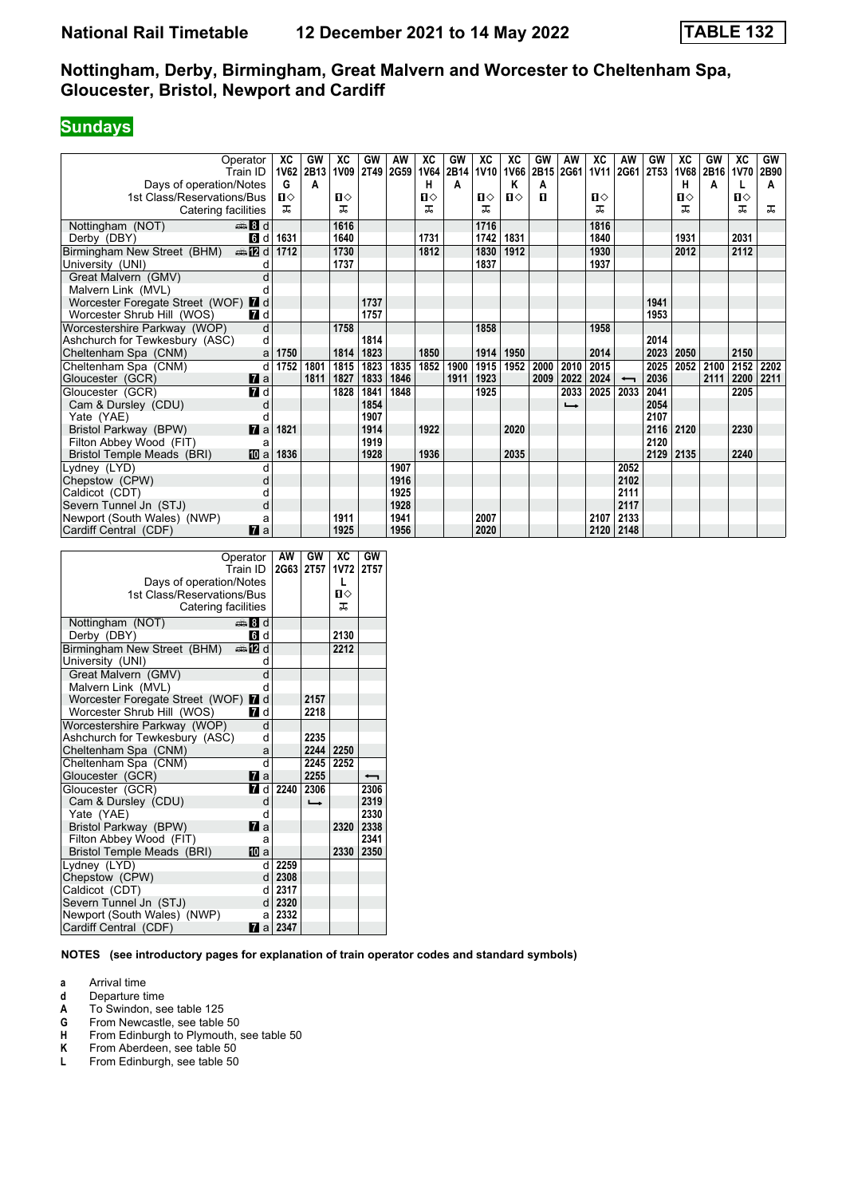# National Rail Timetable 12 December 2021 to 14 May 2022 TABLE 132

## Nottingham, Derby, Birmingham, Great Malvern and Worcester to Cheltenham Spa, Gloucester, Bristol, Newport and Cardiff

**Sundays**

| Operator | XC | GW | XC | GW | AW | XC | GW | XC | XC | GW | AW | XC | AW | GW | XC | GW | XC | GW |
|---|---|---|---|---|---|---|---|---|---|---|---|---|---|---|---|---|---|---|
| Train ID | 1V62 | 2B13 | 1V09 | 2T49 | 2G59 | 1V64 | 2B14 | 1V10 | 1V66 | 2B15 | 2G61 | 1V11 | 2G61 | 2T53 | 1V68 | 2B16 | 1V70 | 2B90 |
| Days of operation/Notes | G | A | | | | H | A | | K | A | | | | | H | A | L | A |
| 1st Class/Reservations/Bus | ■◇ | | ■◇ | | | ■◇ | | ■◇ | ■◇ | ■ | | ■◇ | | | ■◇ | | ■◇ | |
| Catering facilities | ☕ | | ☕ | | | ☕ | | ☕ | | | | ☕ | | | ☕ | | ☕ | ☕ |
| Nottingham (NOT) 🚌8 d | | | 1616 | | | | | 1716 | | | | 1816 | | | | | | |
| Derby (DBY) 6 d | 1631 | | 1640 | | | 1731 | | 1742 | 1831 | | | 1840 | | | 1931 | | 2031 | |
| Birmingham New Street (BHM) 🚌12 d | 1712 | | 1730 | | | 1812 | | 1830 | 1912 | | | 1930 | | | 2012 | | 2112 | |
| University (UNI) d | | | 1737 | | | | | 1837 | | | | 1937 | | | | | | |
| Great Malvern (GMV) d | | | | | | | | | | | | | | | | | | |
| Malvern Link (MVL) d | | | | | | | | | | | | | | | | | | |
| Worcester Foregate Street (WOF) 7 d | | | | 1737 | | | | | | | | | | 1941 | | | | |
| Worcester Shrub Hill (WOS) 7 d | | | | 1757 | | | | | | | | | | 1953 | | | | |
| Worcestershire Parkway (WOP) d | | | 1758 | | | | | 1858 | | | | 1958 | | | | | | |
| Ashchurch for Tewkesbury (ASC) d | | | | 1814 | | | | | | | | | | 2014 | | | | |
| Cheltenham Spa (CNM) a | 1750 | | 1814 | 1823 | | 1850 | | 1914 | 1950 | | | 2014 | | 2023 | 2050 | | 2150 | |
| Cheltenham Spa (CNM) d | 1752 | 1801 | 1815 | 1823 | 1835 | 1852 | 1900 | 1915 | 1952 | 2000 | 2010 | 2015 | | 2025 | 2052 | 2100 | 2152 | 2202 |
| Gloucester (GCR) 7 a | | 1811 | 1827 | 1833 | 1846 | | 1911 | 1923 | | 2009 | 2022 | 2024 | ← | 2036 | | 2111 | 2200 | 2211 |
| Gloucester (GCR) 7 d | | | 1828 | 1841 | 1848 | | | 1925 | | | 2033 | 2025 | 2033 | 2041 | | | 2205 | |
| Cam & Dursley (CDU) d | | | | 1854 | | | | | | | ↳ | | | 2054 | | | | |
| Yate (YAE) d | | | | 1907 | | | | | | | | | | 2107 | | | | |
| Bristol Parkway (BPW) 7 a | 1821 | | | 1914 | | 1922 | | | 2020 | | | | | 2116 | 2120 | | 2230 | |
| Filton Abbey Wood (FIT) a | | | | 1919 | | | | | | | | | | 2120 | | | | |
| Bristol Temple Meads (BRI) 10 a | 1836 | | | 1928 | | 1936 | | | 2035 | | | | | 2129 | 2135 | | 2240 | |
| Lydney (LYD) d | | | | | 1907 | | | | | | | | 2052 | | | | | |
| Chepstow (CPW) d | | | | | 1916 | | | | | | | | 2102 | | | | | |
| Caldicot (CDT) d | | | | | 1925 | | | | | | | | 2111 | | | | | |
| Severn Tunnel Jn (STJ) d | | | | | 1928 | | | | | | | | 2117 | | | | | |
| Newport (South Wales) (NWP) a | | | 1911 | | 1941 | | | 2007 | | | | 2107 | 2133 | | | | | |
| Cardiff Central (CDF) 7 a | | | 1925 | | 1956 | | | 2020 | | | | 2120 | 2148 | | | | | |

| Operator | AW | GW | XC | GW |
|---|---|---|---|---|
| Train ID | 2G63 | 2T57 | 1V72 | 2T57 |
| Days of operation/Notes | | | L | |
| 1st Class/Reservations/Bus | | | ■◇ | |
| Catering facilities | | | ☕ | |
| Nottingham (NOT) 🚌8 d | | | | |
| Derby (DBY) 6 d | | | 2130 | |
| Birmingham New Street (BHM) 🚌12 d | | | 2212 | |
| University (UNI) d | | | | |
| Great Malvern (GMV) d | | | | |
| Malvern Link (MVL) d | | | | |
| Worcester Foregate Street (WOF) 7 d | | 2157 | | |
| Worcester Shrub Hill (WOS) 7 d | | 2218 | | |
| Worcestershire Parkway (WOP) d | | | | |
| Ashchurch for Tewkesbury (ASC) d | | 2235 | | |
| Cheltenham Spa (CNM) a | | 2244 | 2250 | |
| Cheltenham Spa (CNM) d | | 2245 | 2252 | |
| Gloucester (GCR) 7 a | | 2255 | | ← |
| Gloucester (GCR) 7 d | 2240 | 2306 | | 2306 |
| Cam & Dursley (CDU) d | | ↳ | | 2319 |
| Yate (YAE) d | | | | 2330 |
| Bristol Parkway (BPW) 7 a | | | 2320 | 2338 |
| Filton Abbey Wood (FIT) a | | | | 2341 |
| Bristol Temple Meads (BRI) 10 a | | | 2330 | 2350 |
| Lydney (LYD) d | 2259 | | | |
| Chepstow (CPW) d | 2308 | | | |
| Caldicot (CDT) d | 2317 | | | |
| Severn Tunnel Jn (STJ) d | 2320 | | | |
| Newport (South Wales) (NWP) a | 2332 | | | |
| Cardiff Central (CDF) 7 a | 2347 | | | |

**NOTES (see introductory pages for explanation of train operator codes and standard symbols)**

- **a** Arrival time
- **d** Departure time
- **A** To Swindon, see table 125
- **G** From Newcastle, see table 50
- **H** From Edinburgh to Plymouth, see table 50
- **K** From Aberdeen, see table 50
- **L** From Edinburgh, see table 50